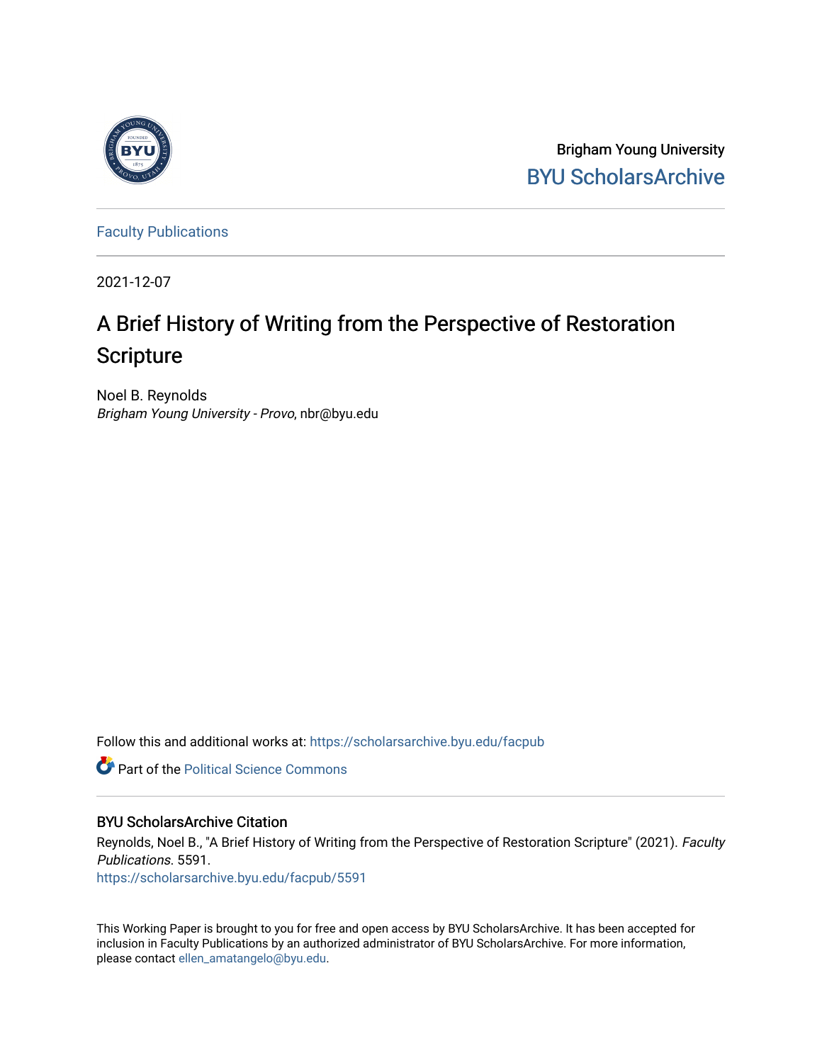Brigham Young University

BYU ScholarsArchive

Faculty Publications

2021-12-07

# A Brief History of Writing from the Perspective of Restoration Scripture

Noel B. Reynolds
*Brigham Young University - Provo*, nbr@byu.edu

Follow this and additional works at: https://scholarsarchive.byu.edu/facpub

Part of the Political Science Commons

## BYU ScholarsArchive Citation

Reynolds, Noel B., "A Brief History of Writing from the Perspective of Restoration Scripture" (2021). *Faculty Publications*. 5591.
https://scholarsarchive.byu.edu/facpub/5591

This Working Paper is brought to you for free and open access by BYU ScholarsArchive. It has been accepted for inclusion in Faculty Publications by an authorized administrator of BYU ScholarsArchive. For more information, please contact ellen_amatangelo@byu.edu.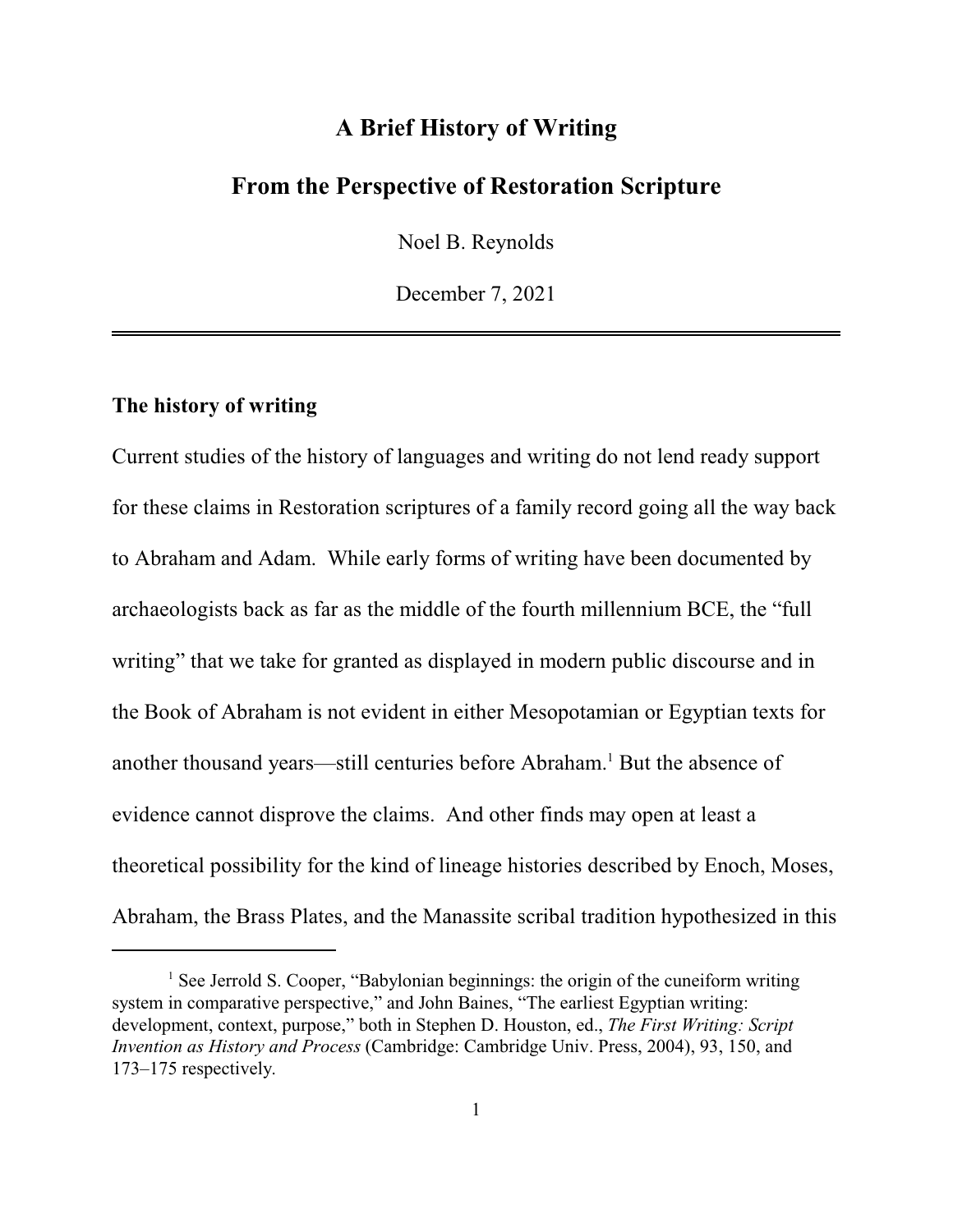# A Brief History of Writing

## From the Perspective of Restoration Scripture

Noel B. Reynolds

December 7, 2021

---

### The history of writing

Current studies of the history of languages and writing do not lend ready support for these claims in Restoration scriptures of a family record going all the way back to Abraham and Adam. While early forms of writing have been documented by archaeologists back as far as the middle of the fourth millennium BCE, the "full writing" that we take for granted as displayed in modern public discourse and in the Book of Abraham is not evident in either Mesopotamian or Egyptian texts for another thousand years—still centuries before Abraham.[1] But the absence of evidence cannot disprove the claims. And other finds may open at least a theoretical possibility for the kind of lineage histories described by Enoch, Moses, Abraham, the Brass Plates, and the Manassite scribal tradition hypothesized in this

---

[1] See Jerrold S. Cooper, "Babylonian beginnings: the origin of the cuneiform writing system in comparative perspective," and John Baines, "The earliest Egyptian writing: development, context, purpose," both in Stephen D. Houston, ed., *The First Writing: Script Invention as History and Process* (Cambridge: Cambridge Univ. Press, 2004), 93, 150, and 173–175 respectively.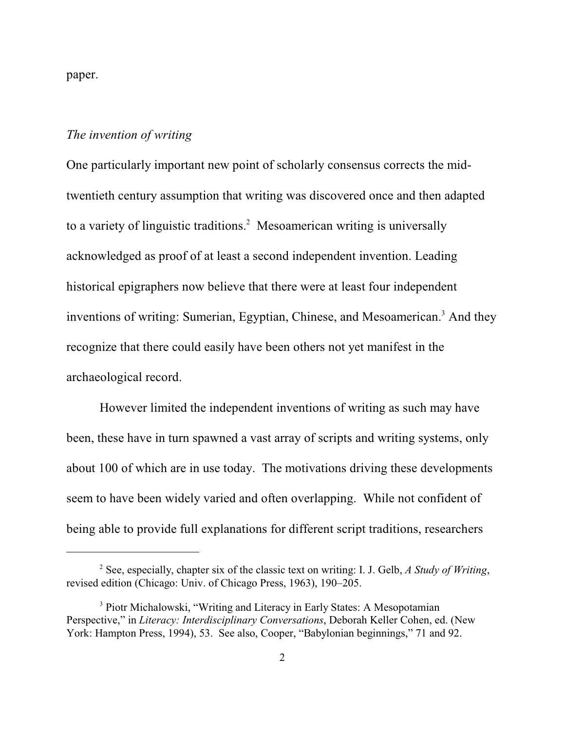paper.

*The invention of writing*

One particularly important new point of scholarly consensus corrects the mid-twentieth century assumption that writing was discovered once and then adapted to a variety of linguistic traditions.[2] Mesoamerican writing is universally acknowledged as proof of at least a second independent invention. Leading historical epigraphers now believe that there were at least four independent inventions of writing: Sumerian, Egyptian, Chinese, and Mesoamerican.[3] And they recognize that there could easily have been others not yet manifest in the archaeological record.

However limited the independent inventions of writing as such may have been, these have in turn spawned a vast array of scripts and writing systems, only about 100 of which are in use today. The motivations driving these developments seem to have been widely varied and often overlapping. While not confident of being able to provide full explanations for different script traditions, researchers

---

[2] See, especially, chapter six of the classic text on writing: I. J. Gelb, *A Study of Writing*, revised edition (Chicago: Univ. of Chicago Press, 1963), 190–205.

[3] Piotr Michalowski, "Writing and Literacy in Early States: A Mesopotamian Perspective," in *Literacy: Interdisciplinary Conversations*, Deborah Keller Cohen, ed. (New York: Hampton Press, 1994), 53. See also, Cooper, "Babylonian beginnings," 71 and 92.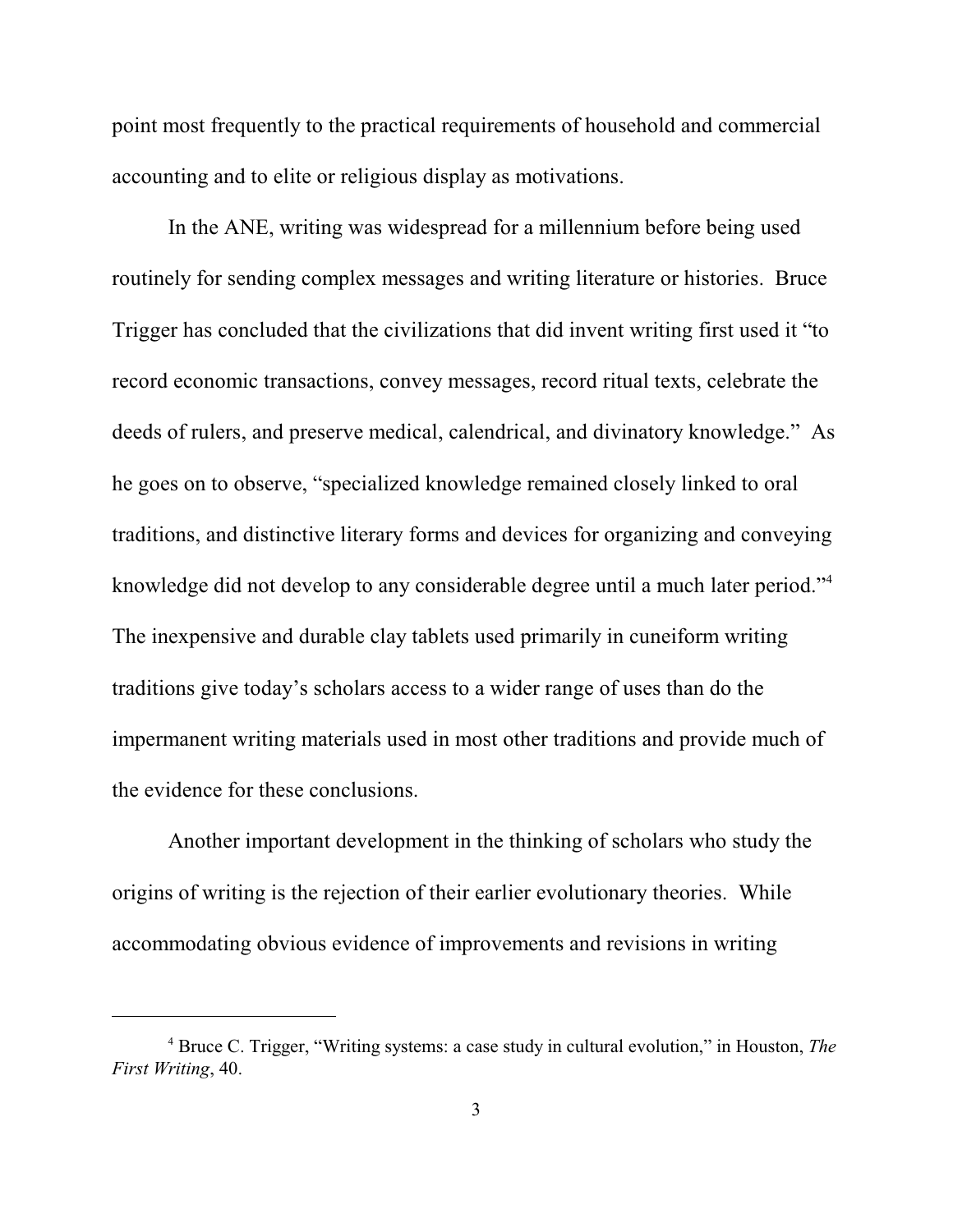point most frequently to the practical requirements of household and commercial accounting and to elite or religious display as motivations.

In the ANE, writing was widespread for a millennium before being used routinely for sending complex messages and writing literature or histories. Bruce Trigger has concluded that the civilizations that did invent writing first used it "to record economic transactions, convey messages, record ritual texts, celebrate the deeds of rulers, and preserve medical, calendrical, and divinatory knowledge." As he goes on to observe, "specialized knowledge remained closely linked to oral traditions, and distinctive literary forms and devices for organizing and conveying knowledge did not develop to any considerable degree until a much later period."[4] The inexpensive and durable clay tablets used primarily in cuneiform writing traditions give today's scholars access to a wider range of uses than do the impermanent writing materials used in most other traditions and provide much of the evidence for these conclusions.

Another important development in the thinking of scholars who study the origins of writing is the rejection of their earlier evolutionary theories. While accommodating obvious evidence of improvements and revisions in writing

---

[4] Bruce C. Trigger, "Writing systems: a case study in cultural evolution," in Houston, *The First Writing*, 40.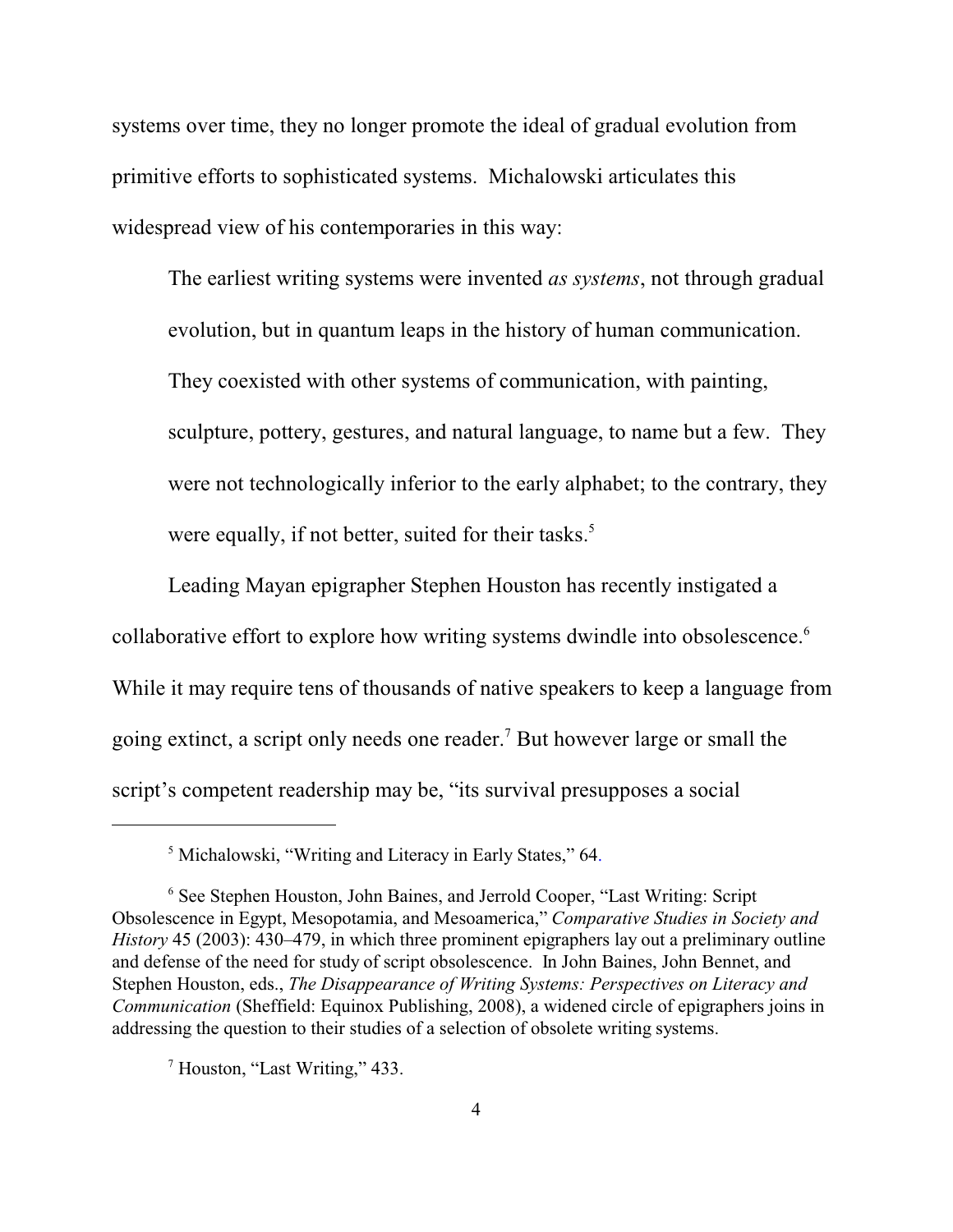systems over time, they no longer promote the ideal of gradual evolution from primitive efforts to sophisticated systems. Michalowski articulates this widespread view of his contemporaries in this way:

> The earliest writing systems were invented *as systems*, not through gradual evolution, but in quantum leaps in the history of human communication. They coexisted with other systems of communication, with painting, sculpture, pottery, gestures, and natural language, to name but a few. They were not technologically inferior to the early alphabet; to the contrary, they were equally, if not better, suited for their tasks.[5]

Leading Mayan epigrapher Stephen Houston has recently instigated a collaborative effort to explore how writing systems dwindle into obsolescence.[6] While it may require tens of thousands of native speakers to keep a language from going extinct, a script only needs one reader.[7] But however large or small the script's competent readership may be, "its survival presupposes a social

---

[5] Michalowski, "Writing and Literacy in Early States," 64.

[6] See Stephen Houston, John Baines, and Jerrold Cooper, "Last Writing: Script Obsolescence in Egypt, Mesopotamia, and Mesoamerica," *Comparative Studies in Society and History* 45 (2003): 430–479, in which three prominent epigraphers lay out a preliminary outline and defense of the need for study of script obsolescence. In John Baines, John Bennet, and Stephen Houston, eds., *The Disappearance of Writing Systems: Perspectives on Literacy and Communication* (Sheffield: Equinox Publishing, 2008), a widened circle of epigraphers joins in addressing the question to their studies of a selection of obsolete writing systems.

[7] Houston, "Last Writing," 433.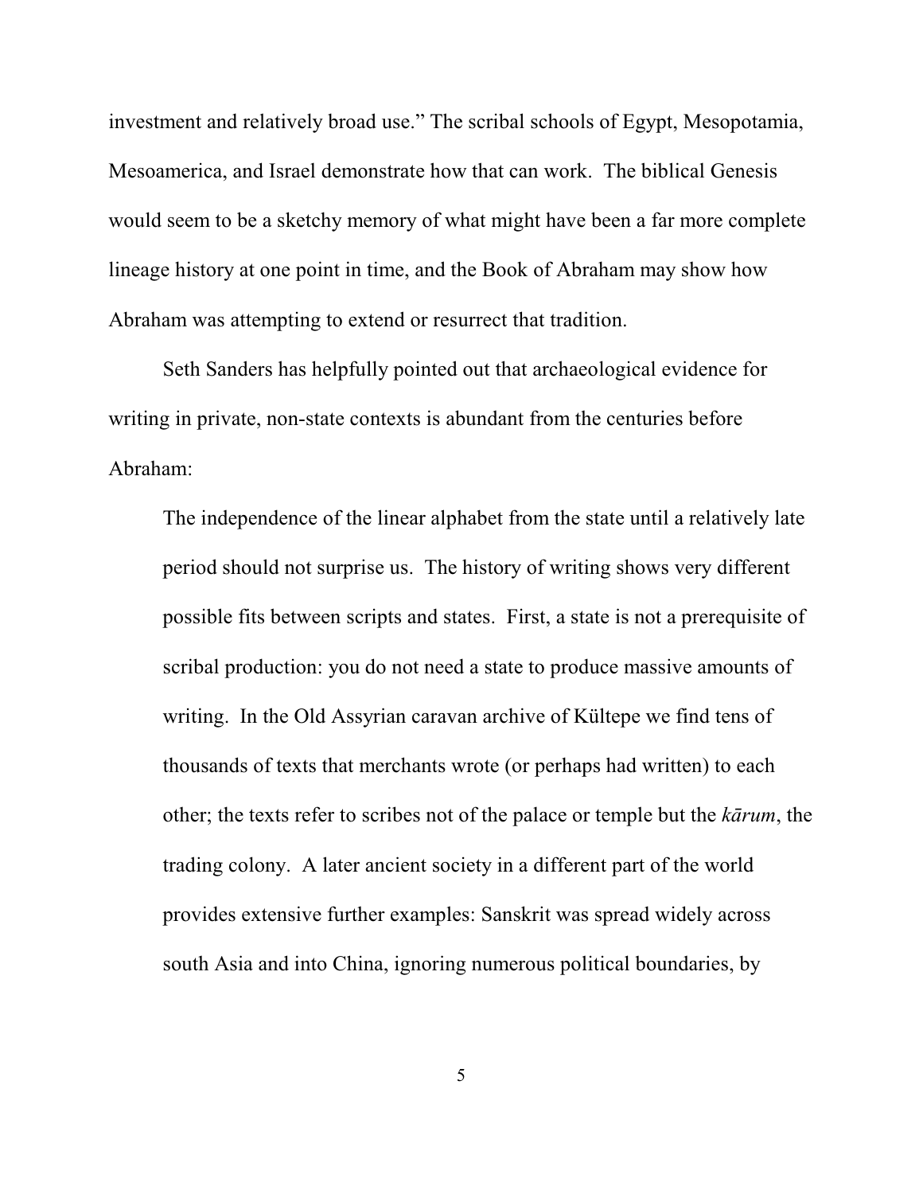investment and relatively broad use." The scribal schools of Egypt, Mesopotamia, Mesoamerica, and Israel demonstrate how that can work. The biblical Genesis would seem to be a sketchy memory of what might have been a far more complete lineage history at one point in time, and the Book of Abraham may show how Abraham was attempting to extend or resurrect that tradition.

Seth Sanders has helpfully pointed out that archaeological evidence for writing in private, non-state contexts is abundant from the centuries before Abraham:

> The independence of the linear alphabet from the state until a relatively late period should not surprise us. The history of writing shows very different possible fits between scripts and states. First, a state is not a prerequisite of scribal production: you do not need a state to produce massive amounts of writing. In the Old Assyrian caravan archive of Kültepe we find tens of thousands of texts that merchants wrote (or perhaps had written) to each other; the texts refer to scribes not of the palace or temple but the *kārum*, the trading colony. A later ancient society in a different part of the world provides extensive further examples: Sanskrit was spread widely across south Asia and into China, ignoring numerous political boundaries, by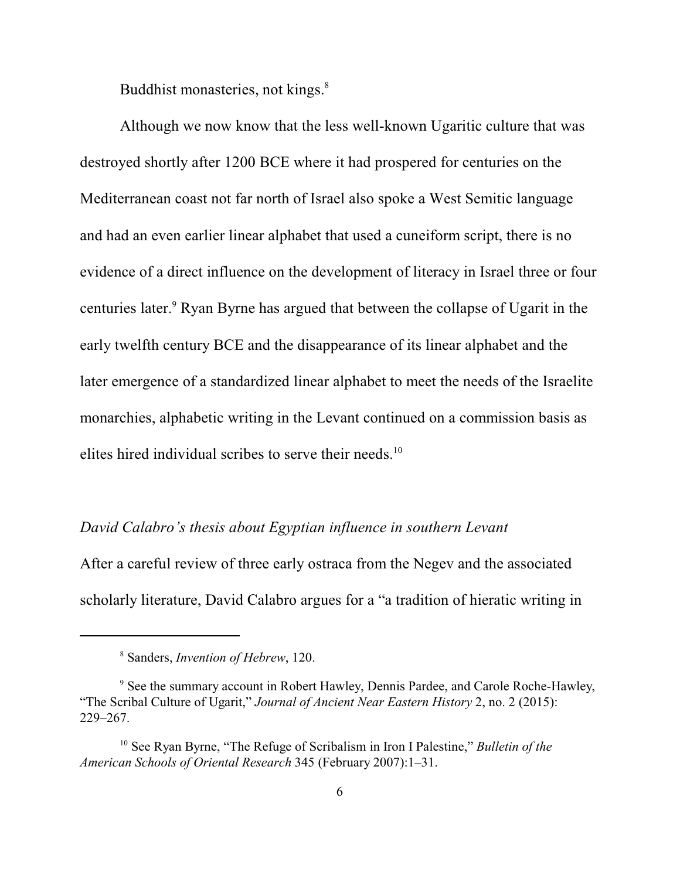Buddhist monasteries, not kings.[8]

Although we now know that the less well-known Ugaritic culture that was destroyed shortly after 1200 BCE where it had prospered for centuries on the Mediterranean coast not far north of Israel also spoke a West Semitic language and had an even earlier linear alphabet that used a cuneiform script, there is no evidence of a direct influence on the development of literacy in Israel three or four centuries later.[9] Ryan Byrne has argued that between the collapse of Ugarit in the early twelfth century BCE and the disappearance of its linear alphabet and the later emergence of a standardized linear alphabet to meet the needs of the Israelite monarchies, alphabetic writing in the Levant continued on a commission basis as elites hired individual scribes to serve their needs.[10]

*David Calabro's thesis about Egyptian influence in southern Levant*

After a careful review of three early ostraca from the Negev and the associated scholarly literature, David Calabro argues for a "a tradition of hieratic writing in

---

[8] Sanders, *Invention of Hebrew*, 120.

[9] See the summary account in Robert Hawley, Dennis Pardee, and Carole Roche-Hawley, "The Scribal Culture of Ugarit," *Journal of Ancient Near Eastern History* 2, no. 2 (2015): 229–267.

[10] See Ryan Byrne, "The Refuge of Scribalism in Iron I Palestine," *Bulletin of the American Schools of Oriental Research* 345 (February 2007):1–31.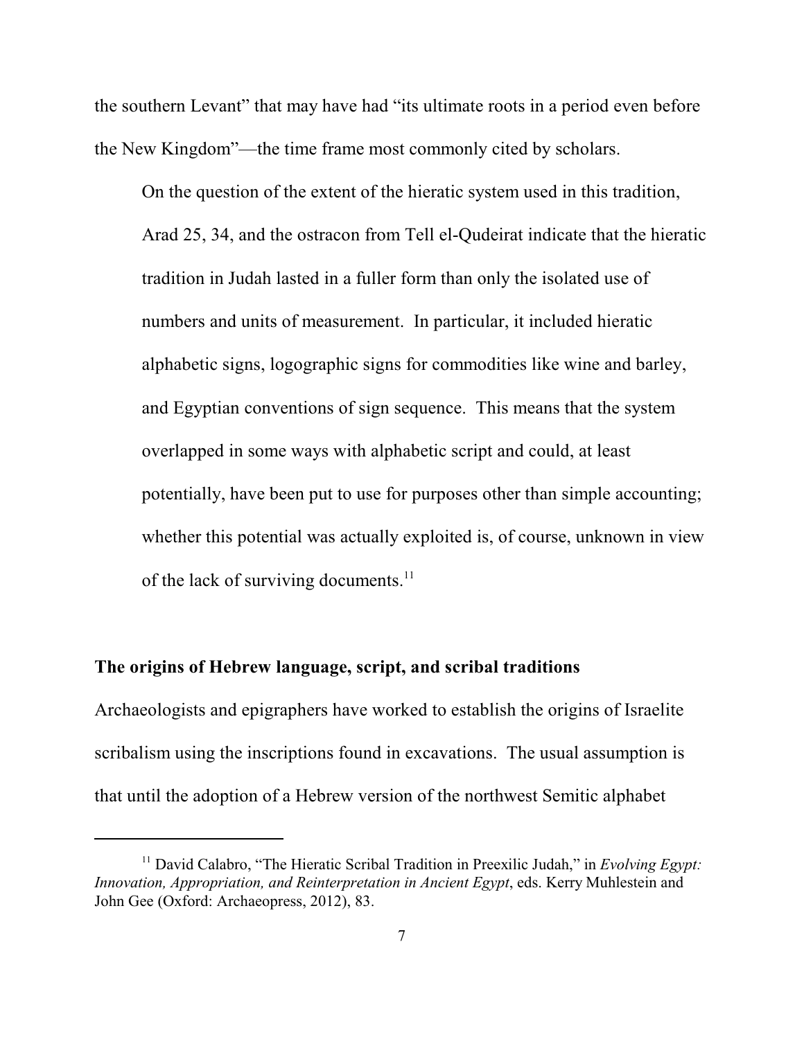the southern Levant" that may have had "its ultimate roots in a period even before the New Kingdom"—the time frame most commonly cited by scholars.

> On the question of the extent of the hieratic system used in this tradition, Arad 25, 34, and the ostracon from Tell el-Qudeirat indicate that the hieratic tradition in Judah lasted in a fuller form than only the isolated use of numbers and units of measurement. In particular, it included hieratic alphabetic signs, logographic signs for commodities like wine and barley, and Egyptian conventions of sign sequence. This means that the system overlapped in some ways with alphabetic script and could, at least potentially, have been put to use for purposes other than simple accounting; whether this potential was actually exploited is, of course, unknown in view of the lack of surviving documents.[11]

**The origins of Hebrew language, script, and scribal traditions**

Archaeologists and epigraphers have worked to establish the origins of Israelite scribalism using the inscriptions found in excavations. The usual assumption is that until the adoption of a Hebrew version of the northwest Semitic alphabet

---

[11] David Calabro, "The Hieratic Scribal Tradition in Preexilic Judah," in *Evolving Egypt: Innovation, Appropriation, and Reinterpretation in Ancient Egypt*, eds. Kerry Muhlestein and John Gee (Oxford: Archaeopress, 2012), 83.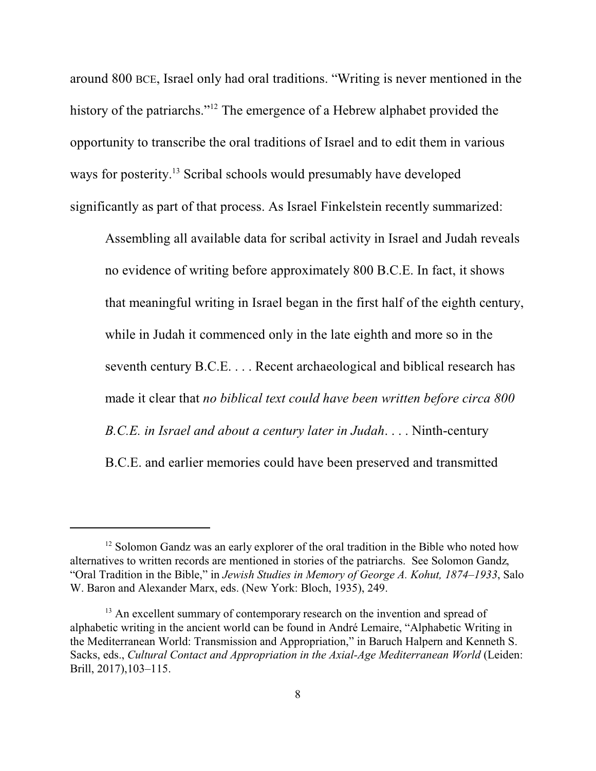around 800 BCE, Israel only had oral traditions. "Writing is never mentioned in the history of the patriarchs."[12] The emergence of a Hebrew alphabet provided the opportunity to transcribe the oral traditions of Israel and to edit them in various ways for posterity.[13] Scribal schools would presumably have developed significantly as part of that process. As Israel Finkelstein recently summarized:

> Assembling all available data for scribal activity in Israel and Judah reveals no evidence of writing before approximately 800 B.C.E. In fact, it shows that meaningful writing in Israel began in the first half of the eighth century, while in Judah it commenced only in the late eighth and more so in the seventh century B.C.E. . . . Recent archaeological and biblical research has made it clear that *no biblical text could have been written before circa 800 B.C.E. in Israel and about a century later in Judah*. . . . Ninth-century B.C.E. and earlier memories could have been preserved and transmitted

[12] Solomon Gandz was an early explorer of the oral tradition in the Bible who noted how alternatives to written records are mentioned in stories of the patriarchs. See Solomon Gandz, "Oral Tradition in the Bible," in *Jewish Studies in Memory of George A. Kohut, 1874–1933*, Salo W. Baron and Alexander Marx, eds. (New York: Bloch, 1935), 249.

[13] An excellent summary of contemporary research on the invention and spread of alphabetic writing in the ancient world can be found in André Lemaire, "Alphabetic Writing in the Mediterranean World: Transmission and Appropriation," in Baruch Halpern and Kenneth S. Sacks, eds., *Cultural Contact and Appropriation in the Axial-Age Mediterranean World* (Leiden: Brill, 2017),103–115.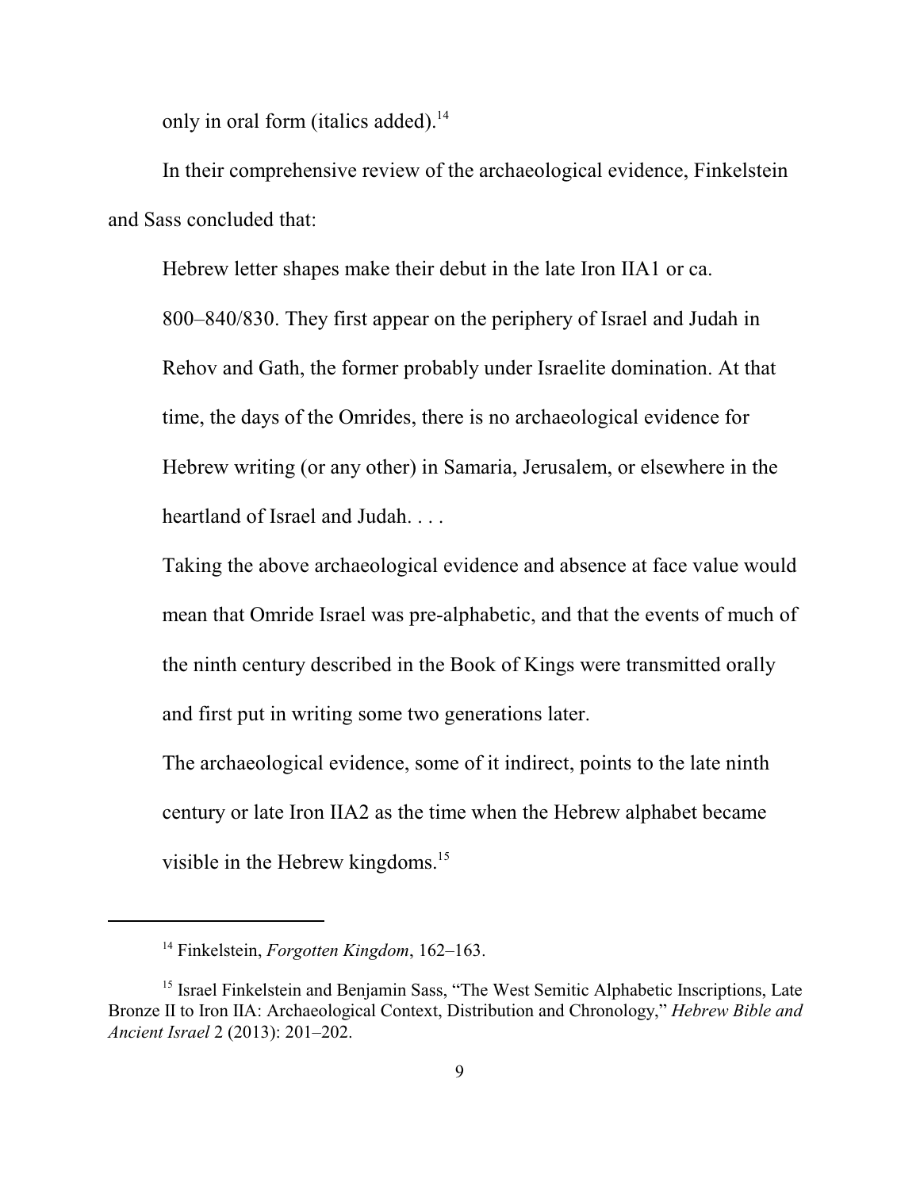only in oral form (italics added).[14]

In their comprehensive review of the archaeological evidence, Finkelstein and Sass concluded that:

> Hebrew letter shapes make their debut in the late Iron IIA1 or ca. 800–840/830. They first appear on the periphery of Israel and Judah in Rehov and Gath, the former probably under Israelite domination. At that time, the days of the Omrides, there is no archaeological evidence for Hebrew writing (or any other) in Samaria, Jerusalem, or elsewhere in the heartland of Israel and Judah. . . .
>
> Taking the above archaeological evidence and absence at face value would mean that Omride Israel was pre-alphabetic, and that the events of much of the ninth century described in the Book of Kings were transmitted orally and first put in writing some two generations later.
>
> The archaeological evidence, some of it indirect, points to the late ninth century or late Iron IIA2 as the time when the Hebrew alphabet became visible in the Hebrew kingdoms.[15]

---

[14] Finkelstein, *Forgotten Kingdom*, 162–163.

[15] Israel Finkelstein and Benjamin Sass, "The West Semitic Alphabetic Inscriptions, Late Bronze II to Iron IIA: Archaeological Context, Distribution and Chronology," *Hebrew Bible and Ancient Israel* 2 (2013): 201–202.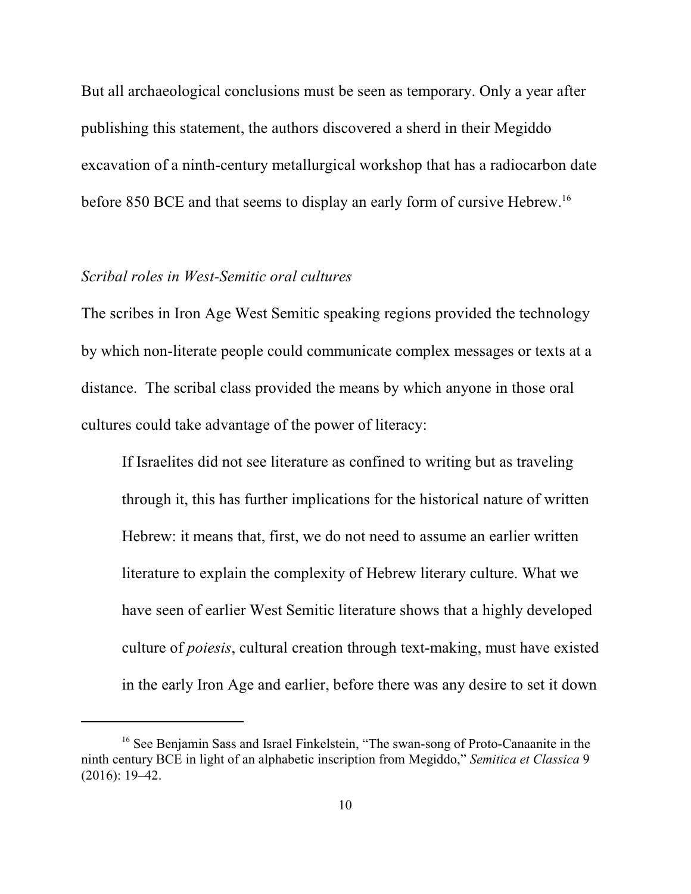But all archaeological conclusions must be seen as temporary. Only a year after publishing this statement, the authors discovered a sherd in their Megiddo excavation of a ninth-century metallurgical workshop that has a radiocarbon date before 850 BCE and that seems to display an early form of cursive Hebrew.[16]

### *Scribal roles in West-Semitic oral cultures*

The scribes in Iron Age West Semitic speaking regions provided the technology by which non-literate people could communicate complex messages or texts at a distance. The scribal class provided the means by which anyone in those oral cultures could take advantage of the power of literacy:

> If Israelites did not see literature as confined to writing but as traveling through it, this has further implications for the historical nature of written Hebrew: it means that, first, we do not need to assume an earlier written literature to explain the complexity of Hebrew literary culture. What we have seen of earlier West Semitic literature shows that a highly developed culture of *poiesis*, cultural creation through text-making, must have existed in the early Iron Age and earlier, before there was any desire to set it down

---

[16] See Benjamin Sass and Israel Finkelstein, "The swan-song of Proto-Canaanite in the ninth century BCE in light of an alphabetic inscription from Megiddo," *Semitica et Classica* 9 (2016): 19–42.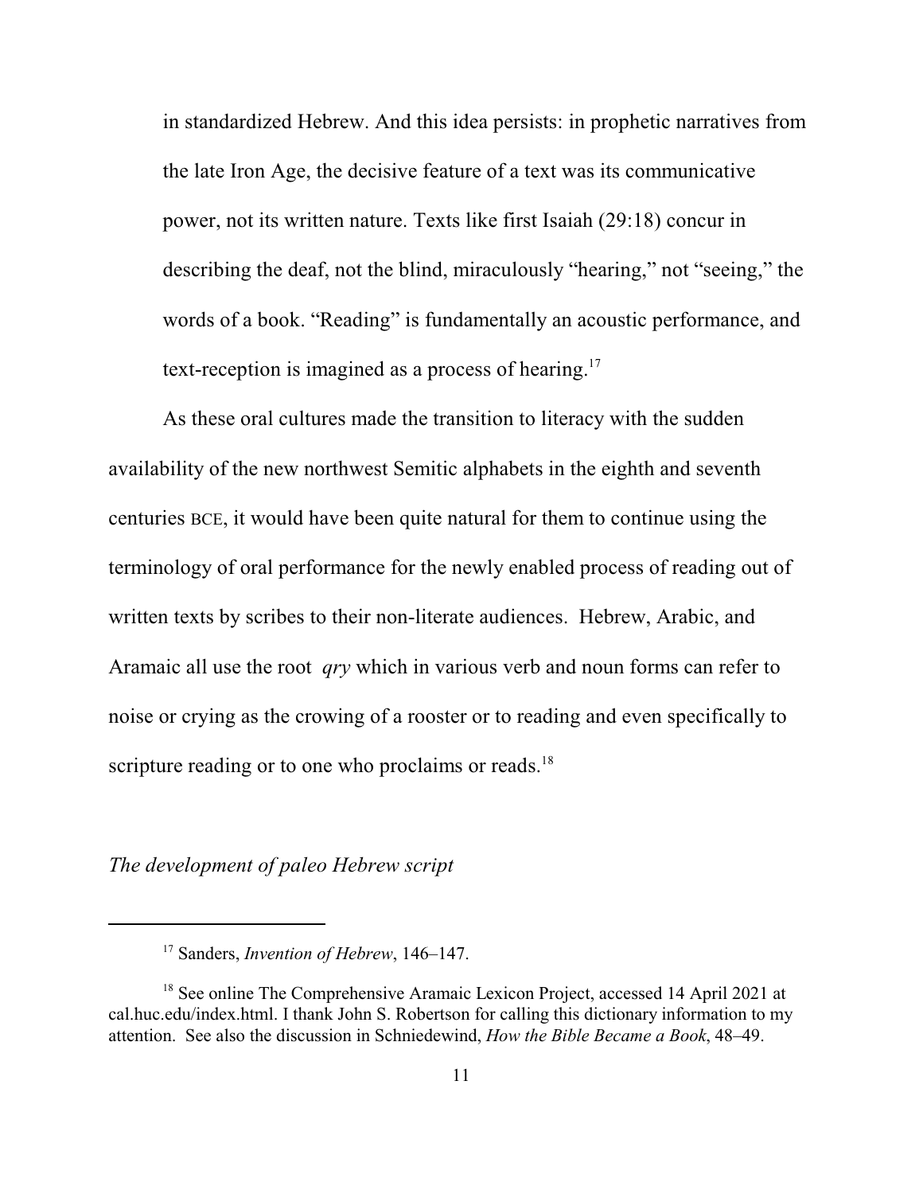in standardized Hebrew. And this idea persists: in prophetic narratives from the late Iron Age, the decisive feature of a text was its communicative power, not its written nature. Texts like first Isaiah (29:18) concur in describing the deaf, not the blind, miraculously "hearing," not "seeing," the words of a book. "Reading" is fundamentally an acoustic performance, and text-reception is imagined as a process of hearing.[17]

As these oral cultures made the transition to literacy with the sudden availability of the new northwest Semitic alphabets in the eighth and seventh centuries BCE, it would have been quite natural for them to continue using the terminology of oral performance for the newly enabled process of reading out of written texts by scribes to their non-literate audiences. Hebrew, Arabic, and Aramaic all use the root *qry* which in various verb and noun forms can refer to noise or crying as the crowing of a rooster or to reading and even specifically to scripture reading or to one who proclaims or reads.[18]

*The development of paleo Hebrew script*

---

[17] Sanders, *Invention of Hebrew*, 146–147.

[18] See online The Comprehensive Aramaic Lexicon Project, accessed 14 April 2021 at cal.huc.edu/index.html. I thank John S. Robertson for calling this dictionary information to my attention. See also the discussion in Schniedewind, *How the Bible Became a Book*, 48–49.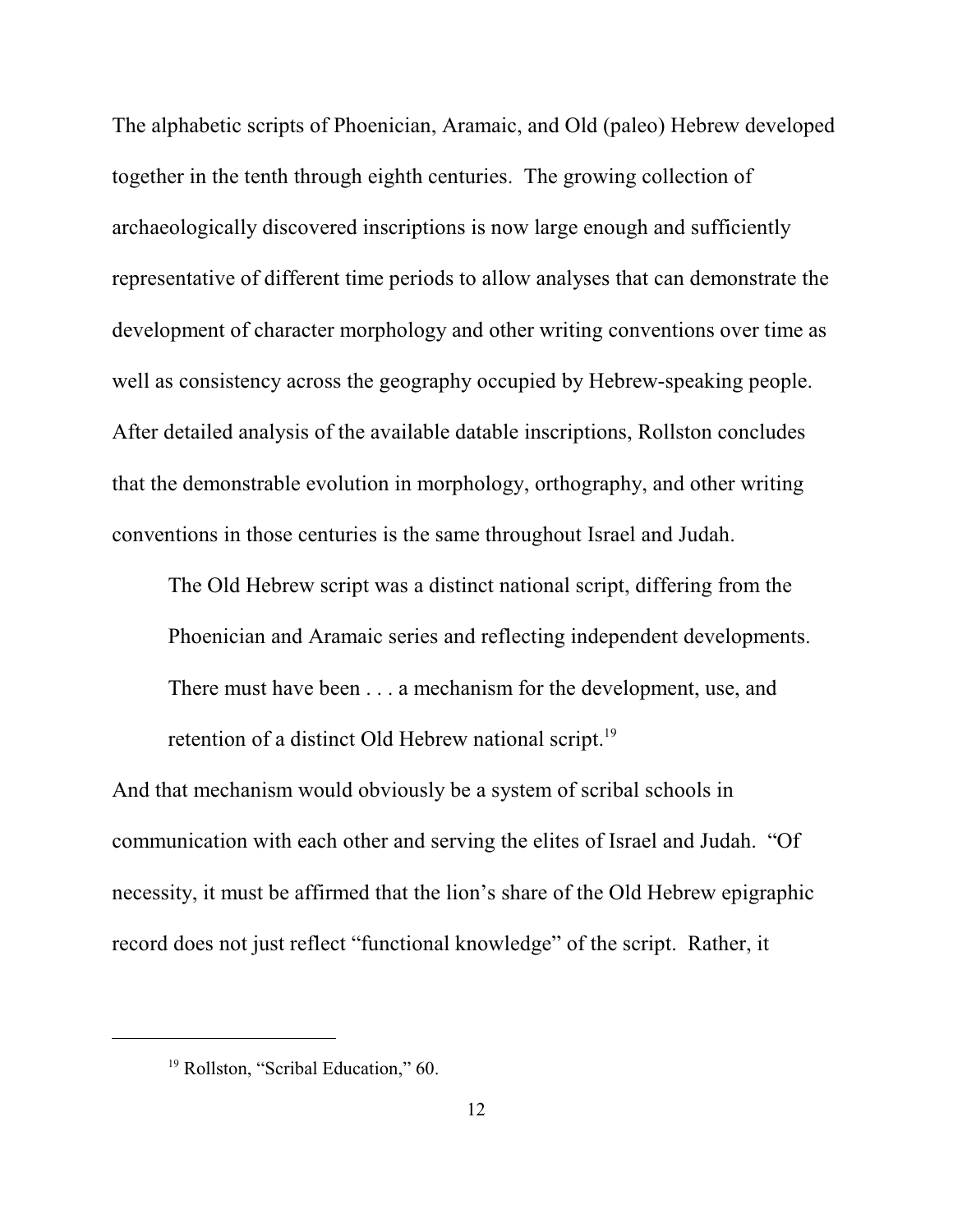The alphabetic scripts of Phoenician, Aramaic, and Old (paleo) Hebrew developed together in the tenth through eighth centuries. The growing collection of archaeologically discovered inscriptions is now large enough and sufficiently representative of different time periods to allow analyses that can demonstrate the development of character morphology and other writing conventions over time as well as consistency across the geography occupied by Hebrew-speaking people. After detailed analysis of the available datable inscriptions, Rollston concludes that the demonstrable evolution in morphology, orthography, and other writing conventions in those centuries is the same throughout Israel and Judah.

> The Old Hebrew script was a distinct national script, differing from the Phoenician and Aramaic series and reflecting independent developments. There must have been . . . a mechanism for the development, use, and retention of a distinct Old Hebrew national script.[19]

And that mechanism would obviously be a system of scribal schools in communication with each other and serving the elites of Israel and Judah. "Of necessity, it must be affirmed that the lion's share of the Old Hebrew epigraphic record does not just reflect "functional knowledge" of the script. Rather, it

[19] Rollston, "Scribal Education," 60.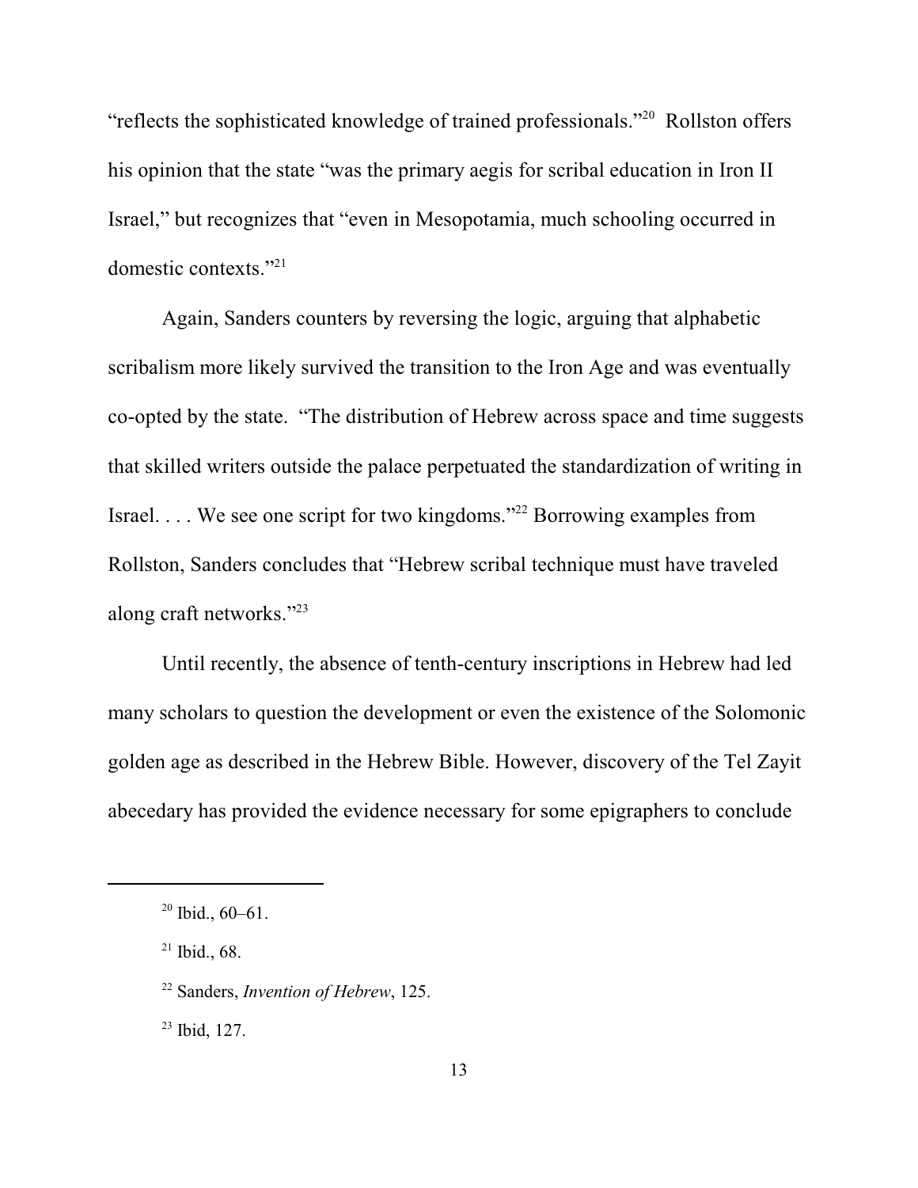"reflects the sophisticated knowledge of trained professionals."[20] Rollston offers his opinion that the state "was the primary aegis for scribal education in Iron II Israel," but recognizes that "even in Mesopotamia, much schooling occurred in domestic contexts."[21]

Again, Sanders counters by reversing the logic, arguing that alphabetic scribalism more likely survived the transition to the Iron Age and was eventually co-opted by the state. "The distribution of Hebrew across space and time suggests that skilled writers outside the palace perpetuated the standardization of writing in Israel. . . . We see one script for two kingdoms."[22] Borrowing examples from Rollston, Sanders concludes that "Hebrew scribal technique must have traveled along craft networks."[23]

Until recently, the absence of tenth-century inscriptions in Hebrew had led many scholars to question the development or even the existence of the Solomonic golden age as described in the Hebrew Bible. However, discovery of the Tel Zayit abecedary has provided the evidence necessary for some epigraphers to conclude

---

[20] Ibid., 60–61.

[21] Ibid., 68.

[22] Sanders, *Invention of Hebrew*, 125.

[23] Ibid, 127.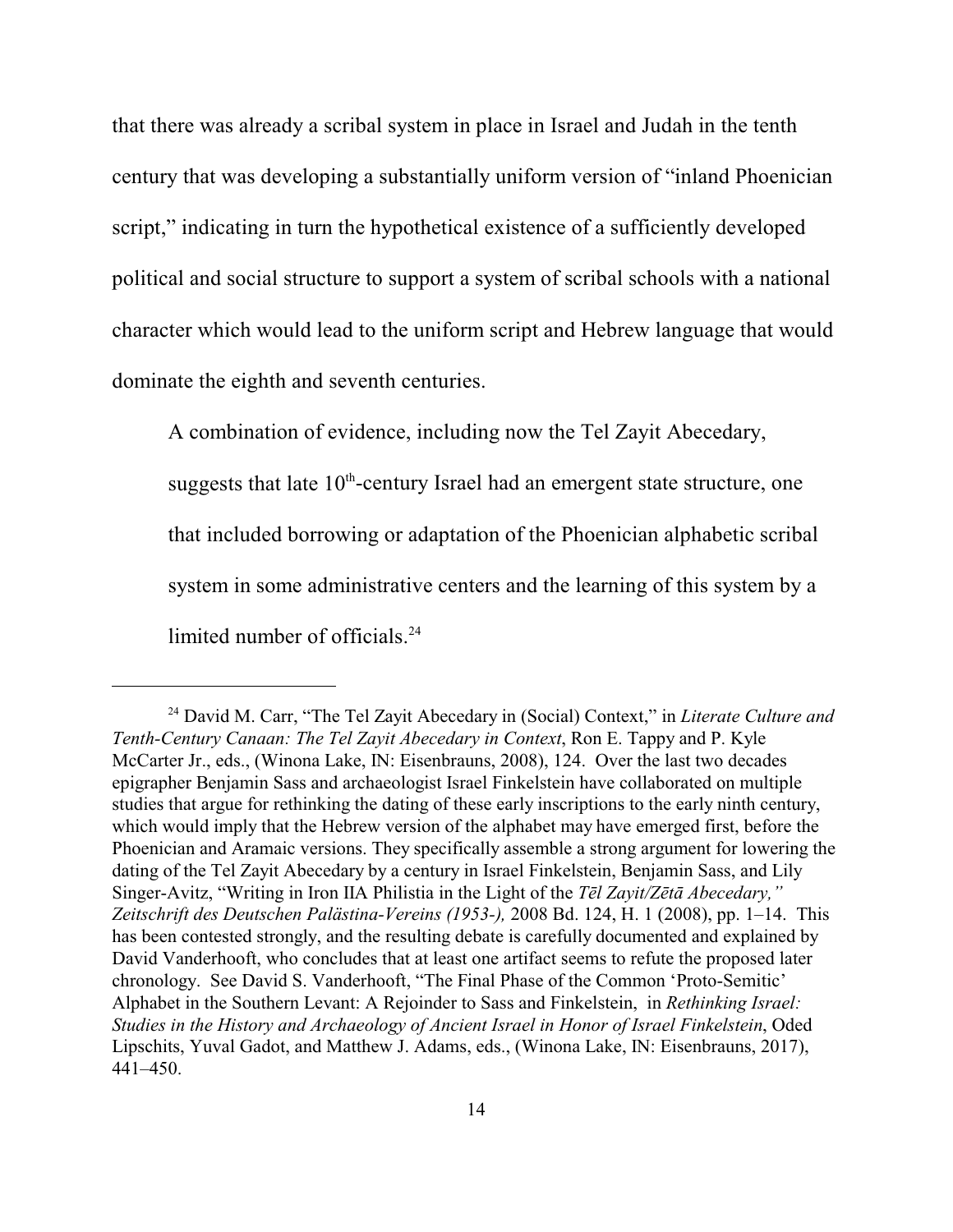that there was already a scribal system in place in Israel and Judah in the tenth century that was developing a substantially uniform version of "inland Phoenician script," indicating in turn the hypothetical existence of a sufficiently developed political and social structure to support a system of scribal schools with a national character which would lead to the uniform script and Hebrew language that would dominate the eighth and seventh centuries.

> A combination of evidence, including now the Tel Zayit Abecedary, suggests that late 10th-century Israel had an emergent state structure, one that included borrowing or adaptation of the Phoenician alphabetic scribal system in some administrative centers and the learning of this system by a limited number of officials.[24]

[24] David M. Carr, "The Tel Zayit Abecedary in (Social) Context," in *Literate Culture and Tenth-Century Canaan: The Tel Zayit Abecedary in Context*, Ron E. Tappy and P. Kyle McCarter Jr., eds., (Winona Lake, IN: Eisenbrauns, 2008), 124. Over the last two decades epigrapher Benjamin Sass and archaeologist Israel Finkelstein have collaborated on multiple studies that argue for rethinking the dating of these early inscriptions to the early ninth century, which would imply that the Hebrew version of the alphabet may have emerged first, before the Phoenician and Aramaic versions. They specifically assemble a strong argument for lowering the dating of the Tel Zayit Abecedary by a century in Israel Finkelstein, Benjamin Sass, and Lily Singer-Avitz, "Writing in Iron IIA Philistia in the Light of the *Tēl Zayit/Zētā Abecedary," Zeitschrift des Deutschen Palästina-Vereins (1953-),* 2008 Bd. 124, H. 1 (2008), pp. 1–14. This has been contested strongly, and the resulting debate is carefully documented and explained by David Vanderhooft, who concludes that at least one artifact seems to refute the proposed later chronology. See David S. Vanderhooft, "The Final Phase of the Common 'Proto-Semitic' Alphabet in the Southern Levant: A Rejoinder to Sass and Finkelstein, in *Rethinking Israel: Studies in the History and Archaeology of Ancient Israel in Honor of Israel Finkelstein*, Oded Lipschits, Yuval Gadot, and Matthew J. Adams, eds., (Winona Lake, IN: Eisenbrauns, 2017), 441–450.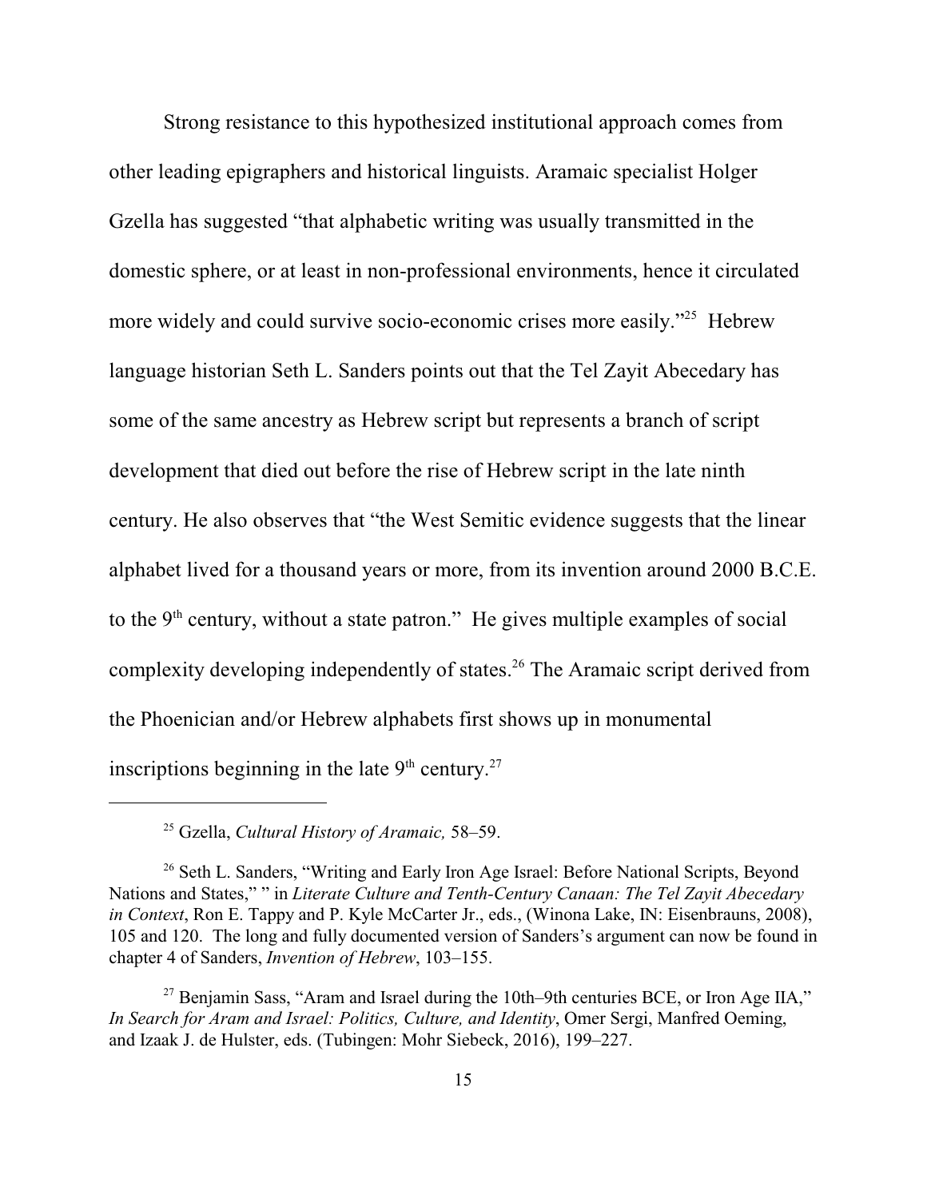Strong resistance to this hypothesized institutional approach comes from other leading epigraphers and historical linguists. Aramaic specialist Holger Gzella has suggested "that alphabetic writing was usually transmitted in the domestic sphere, or at least in non-professional environments, hence it circulated more widely and could survive socio-economic crises more easily."[25] Hebrew language historian Seth L. Sanders points out that the Tel Zayit Abecedary has some of the same ancestry as Hebrew script but represents a branch of script development that died out before the rise of Hebrew script in the late ninth century. He also observes that "the West Semitic evidence suggests that the linear alphabet lived for a thousand years or more, from its invention around 2000 B.C.E. to the 9th century, without a state patron." He gives multiple examples of social complexity developing independently of states.[26] The Aramaic script derived from the Phoenician and/or Hebrew alphabets first shows up in monumental inscriptions beginning in the late 9th century.[27]

---

[25] Gzella, *Cultural History of Aramaic,* 58–59.

[26] Seth L. Sanders, "Writing and Early Iron Age Israel: Before National Scripts, Beyond Nations and States," " in *Literate Culture and Tenth-Century Canaan: The Tel Zayit Abecedary in Context*, Ron E. Tappy and P. Kyle McCarter Jr., eds., (Winona Lake, IN: Eisenbrauns, 2008), 105 and 120. The long and fully documented version of Sanders's argument can now be found in chapter 4 of Sanders, *Invention of Hebrew*, 103–155.

[27] Benjamin Sass, "Aram and Israel during the 10th–9th centuries BCE, or Iron Age IIA," *In Search for Aram and Israel: Politics, Culture, and Identity*, Omer Sergi, Manfred Oeming, and Izaak J. de Hulster, eds. (Tubingen: Mohr Siebeck, 2016), 199–227.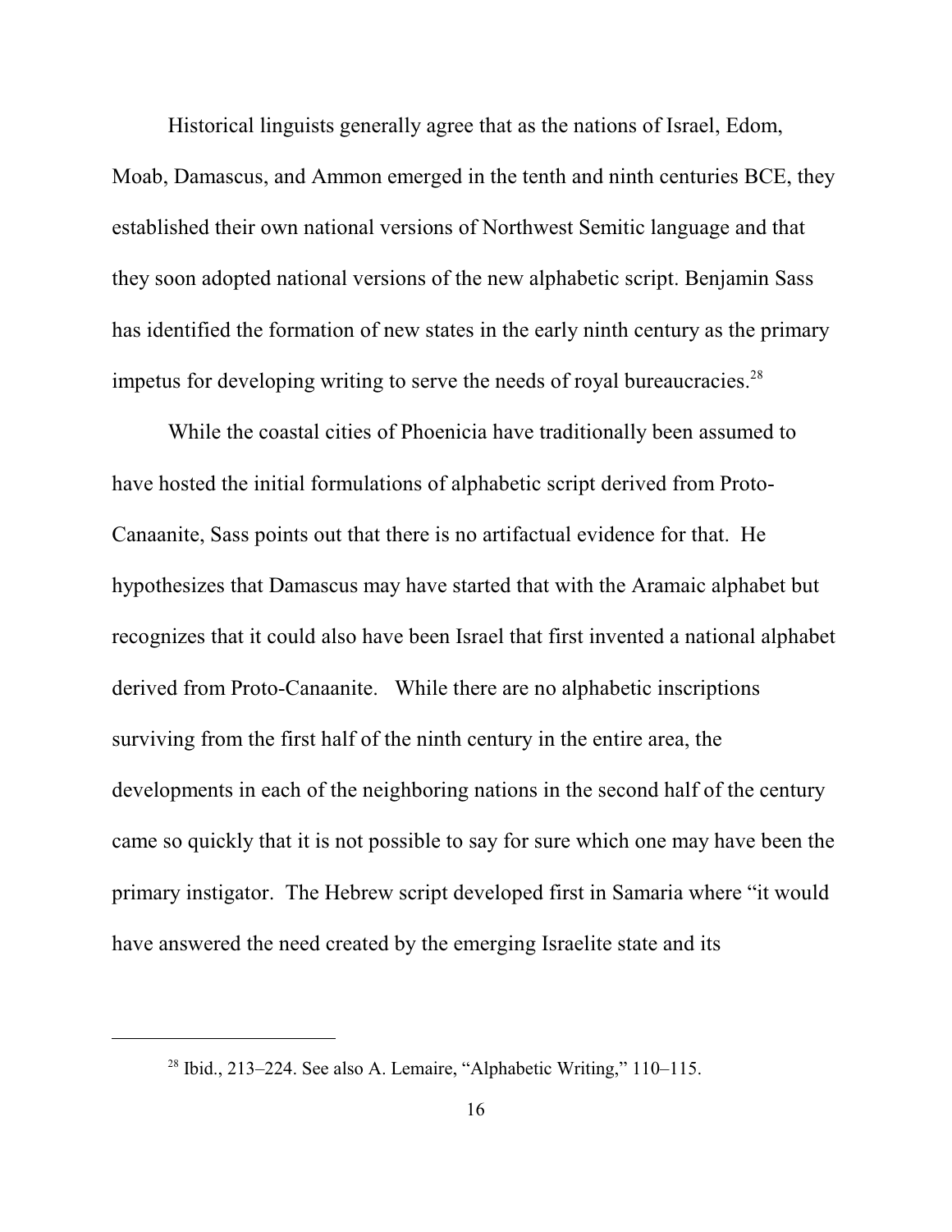Historical linguists generally agree that as the nations of Israel, Edom, Moab, Damascus, and Ammon emerged in the tenth and ninth centuries BCE, they established their own national versions of Northwest Semitic language and that they soon adopted national versions of the new alphabetic script. Benjamin Sass has identified the formation of new states in the early ninth century as the primary impetus for developing writing to serve the needs of royal bureaucracies.[28]

While the coastal cities of Phoenicia have traditionally been assumed to have hosted the initial formulations of alphabetic script derived from Proto-Canaanite, Sass points out that there is no artifactual evidence for that. He hypothesizes that Damascus may have started that with the Aramaic alphabet but recognizes that it could also have been Israel that first invented a national alphabet derived from Proto-Canaanite. While there are no alphabetic inscriptions surviving from the first half of the ninth century in the entire area, the developments in each of the neighboring nations in the second half of the century came so quickly that it is not possible to say for sure which one may have been the primary instigator. The Hebrew script developed first in Samaria where "it would have answered the need created by the emerging Israelite state and its

[28] Ibid., 213–224. See also A. Lemaire, "Alphabetic Writing," 110–115.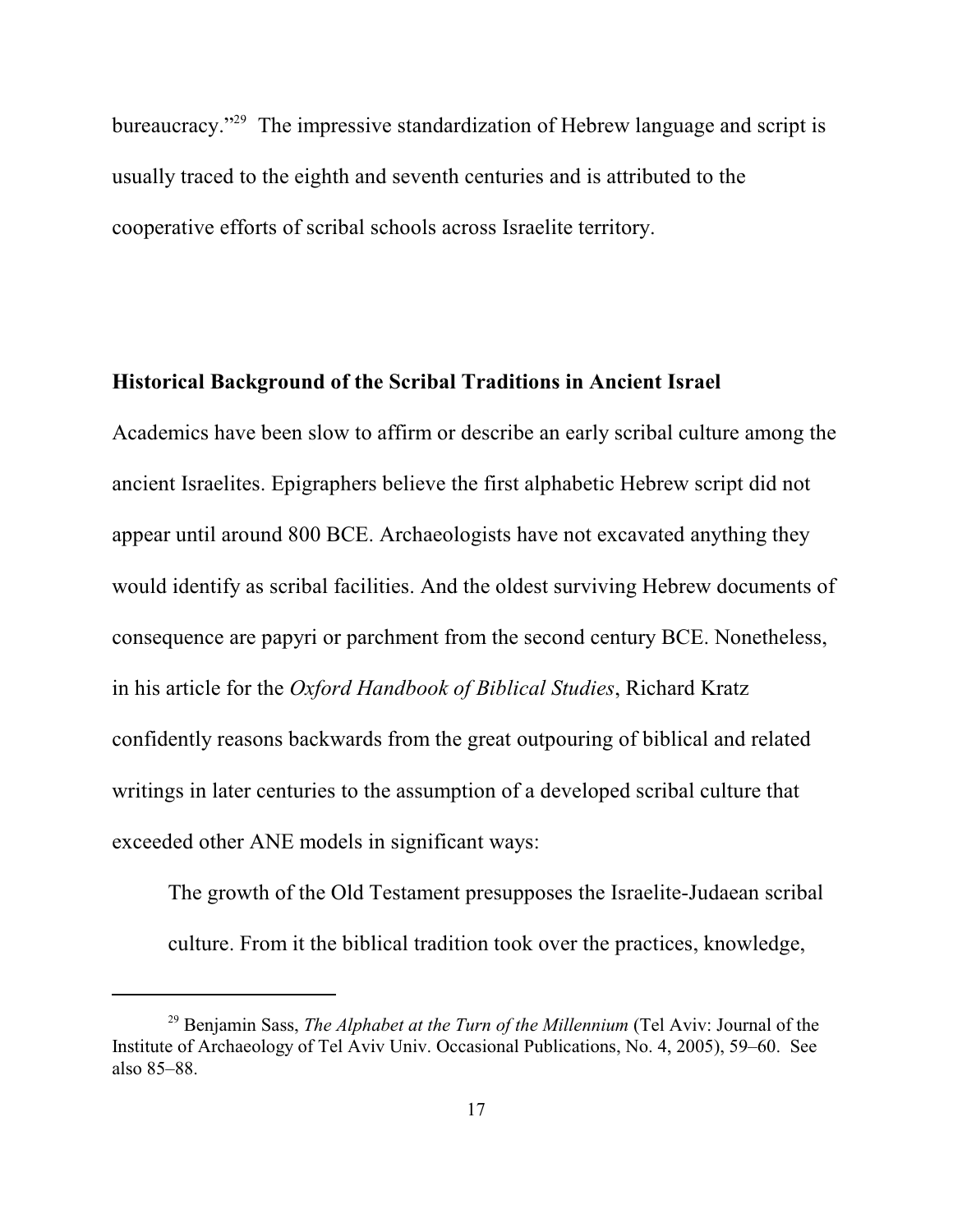bureaucracy."[29] The impressive standardization of Hebrew language and script is usually traced to the eighth and seventh centuries and is attributed to the cooperative efforts of scribal schools across Israelite territory.

## Historical Background of the Scribal Traditions in Ancient Israel

Academics have been slow to affirm or describe an early scribal culture among the ancient Israelites. Epigraphers believe the first alphabetic Hebrew script did not appear until around 800 BCE. Archaeologists have not excavated anything they would identify as scribal facilities. And the oldest surviving Hebrew documents of consequence are papyri or parchment from the second century BCE. Nonetheless, in his article for the *Oxford Handbook of Biblical Studies*, Richard Kratz confidently reasons backwards from the great outpouring of biblical and related writings in later centuries to the assumption of a developed scribal culture that exceeded other ANE models in significant ways:

> The growth of the Old Testament presupposes the Israelite-Judaean scribal culture. From it the biblical tradition took over the practices, knowledge,

[29] Benjamin Sass, *The Alphabet at the Turn of the Millennium* (Tel Aviv: Journal of the Institute of Archaeology of Tel Aviv Univ. Occasional Publications, No. 4, 2005), 59–60. See also 85–88.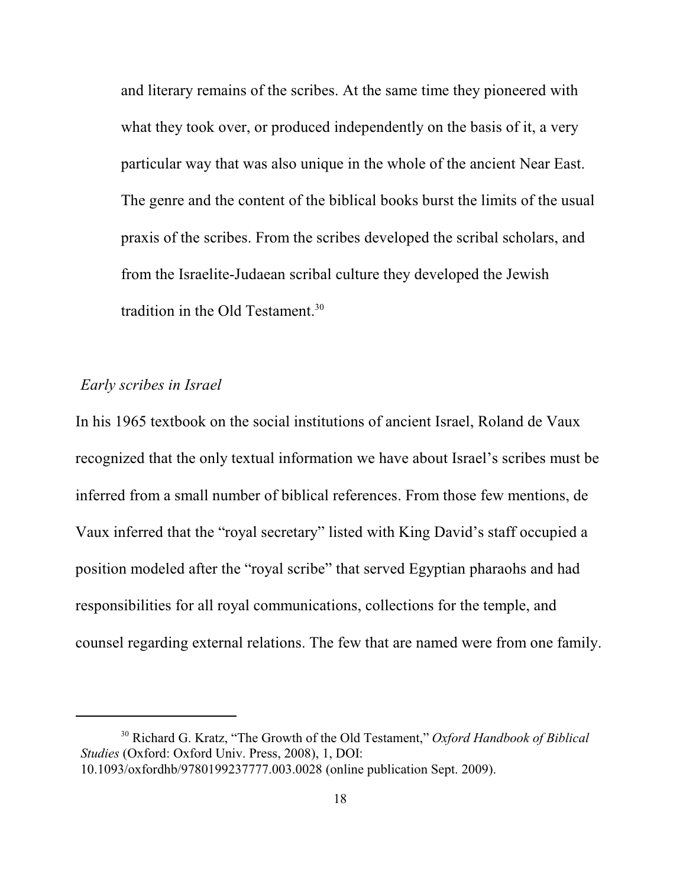> and literary remains of the scribes. At the same time they pioneered with what they took over, or produced independently on the basis of it, a very particular way that was also unique in the whole of the ancient Near East. The genre and the content of the biblical books burst the limits of the usual praxis of the scribes. From the scribes developed the scribal scholars, and from the Israelite-Judaean scribal culture they developed the Jewish tradition in the Old Testament.[30]

*Early scribes in Israel*

In his 1965 textbook on the social institutions of ancient Israel, Roland de Vaux recognized that the only textual information we have about Israel's scribes must be inferred from a small number of biblical references. From those few mentions, de Vaux inferred that the "royal secretary" listed with King David's staff occupied a position modeled after the "royal scribe" that served Egyptian pharaohs and had responsibilities for all royal communications, collections for the temple, and counsel regarding external relations. The few that are named were from one family.

---

[30] Richard G. Kratz, "The Growth of the Old Testament," *Oxford Handbook of Biblical Studies* (Oxford: Oxford Univ. Press, 2008), 1, DOI: 10.1093/oxfordhb/9780199237777.003.0028 (online publication Sept. 2009).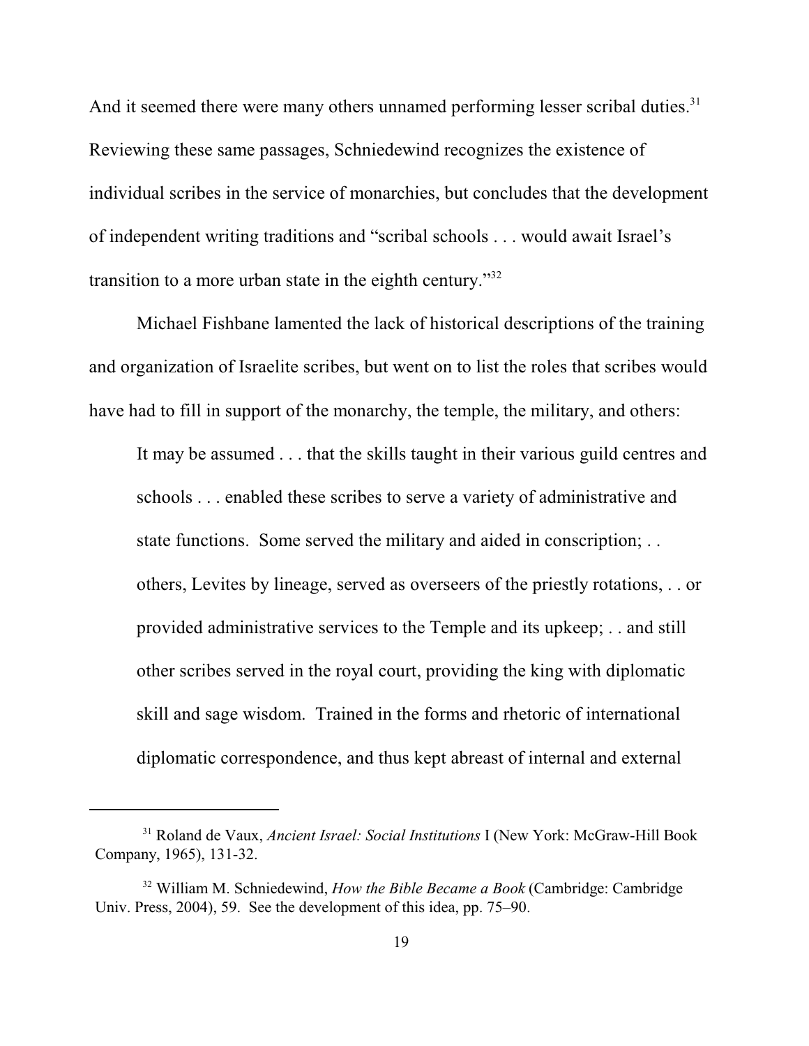And it seemed there were many others unnamed performing lesser scribal duties.[31] Reviewing these same passages, Schniedewind recognizes the existence of individual scribes in the service of monarchies, but concludes that the development of independent writing traditions and "scribal schools . . . would await Israel's transition to a more urban state in the eighth century."[32]

Michael Fishbane lamented the lack of historical descriptions of the training and organization of Israelite scribes, but went on to list the roles that scribes would have had to fill in support of the monarchy, the temple, the military, and others:

> It may be assumed . . . that the skills taught in their various guild centres and schools . . . enabled these scribes to serve a variety of administrative and state functions. Some served the military and aided in conscription; . . others, Levites by lineage, served as overseers of the priestly rotations, . . or provided administrative services to the Temple and its upkeep; . . and still other scribes served in the royal court, providing the king with diplomatic skill and sage wisdom. Trained in the forms and rhetoric of international diplomatic correspondence, and thus kept abreast of internal and external

---

[31] Roland de Vaux, *Ancient Israel: Social Institutions* I (New York: McGraw-Hill Book Company, 1965), 131-32.

[32] William M. Schniedewind, *How the Bible Became a Book* (Cambridge: Cambridge Univ. Press, 2004), 59. See the development of this idea, pp. 75–90.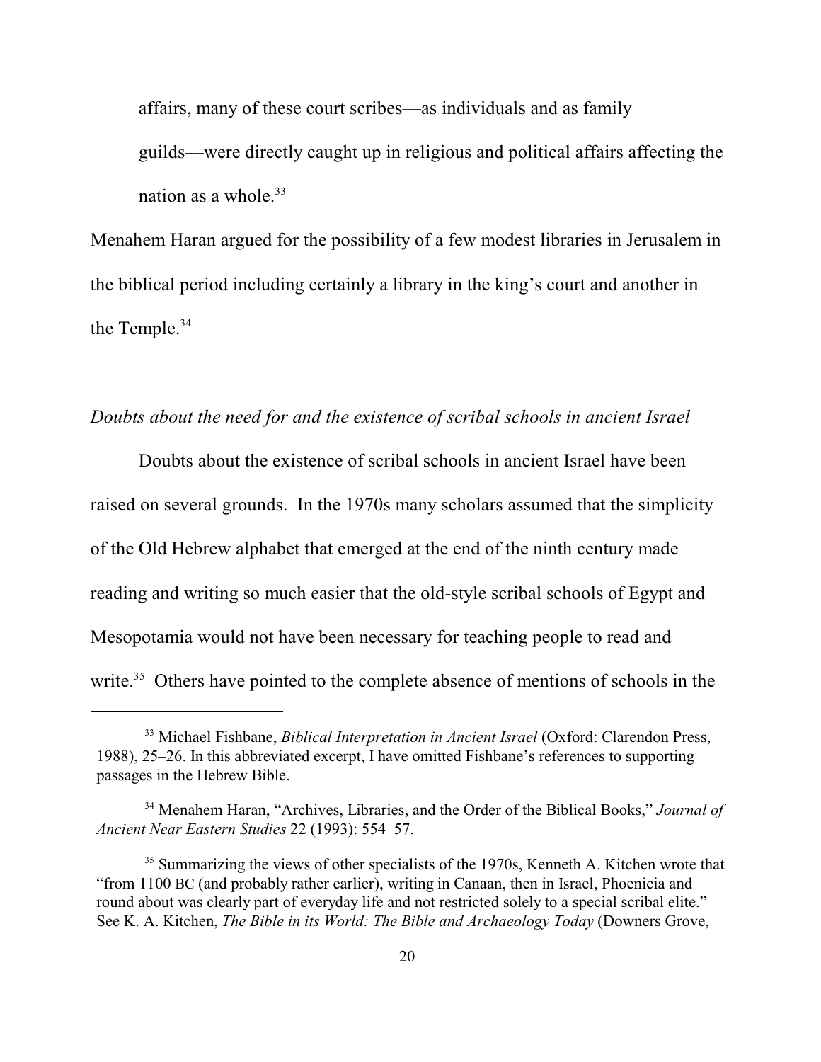> affairs, many of these court scribes—as individuals and as family guilds—were directly caught up in religious and political affairs affecting the nation as a whole.[33]

Menahem Haran argued for the possibility of a few modest libraries in Jerusalem in the biblical period including certainly a library in the king's court and another in the Temple.[34]

*Doubts about the need for and the existence of scribal schools in ancient Israel*

Doubts about the existence of scribal schools in ancient Israel have been raised on several grounds. In the 1970s many scholars assumed that the simplicity of the Old Hebrew alphabet that emerged at the end of the ninth century made reading and writing so much easier that the old-style scribal schools of Egypt and Mesopotamia would not have been necessary for teaching people to read and write.[35] Others have pointed to the complete absence of mentions of schools in the

---

[33] Michael Fishbane, *Biblical Interpretation in Ancient Israel* (Oxford: Clarendon Press, 1988), 25–26. In this abbreviated excerpt, I have omitted Fishbane's references to supporting passages in the Hebrew Bible.

[34] Menahem Haran, "Archives, Libraries, and the Order of the Biblical Books," *Journal of Ancient Near Eastern Studies* 22 (1993): 554–57.

[35] Summarizing the views of other specialists of the 1970s, Kenneth A. Kitchen wrote that "from 1100 BC (and probably rather earlier), writing in Canaan, then in Israel, Phoenicia and round about was clearly part of everyday life and not restricted solely to a special scribal elite." See K. A. Kitchen, *The Bible in its World: The Bible and Archaeology Today* (Downers Grove,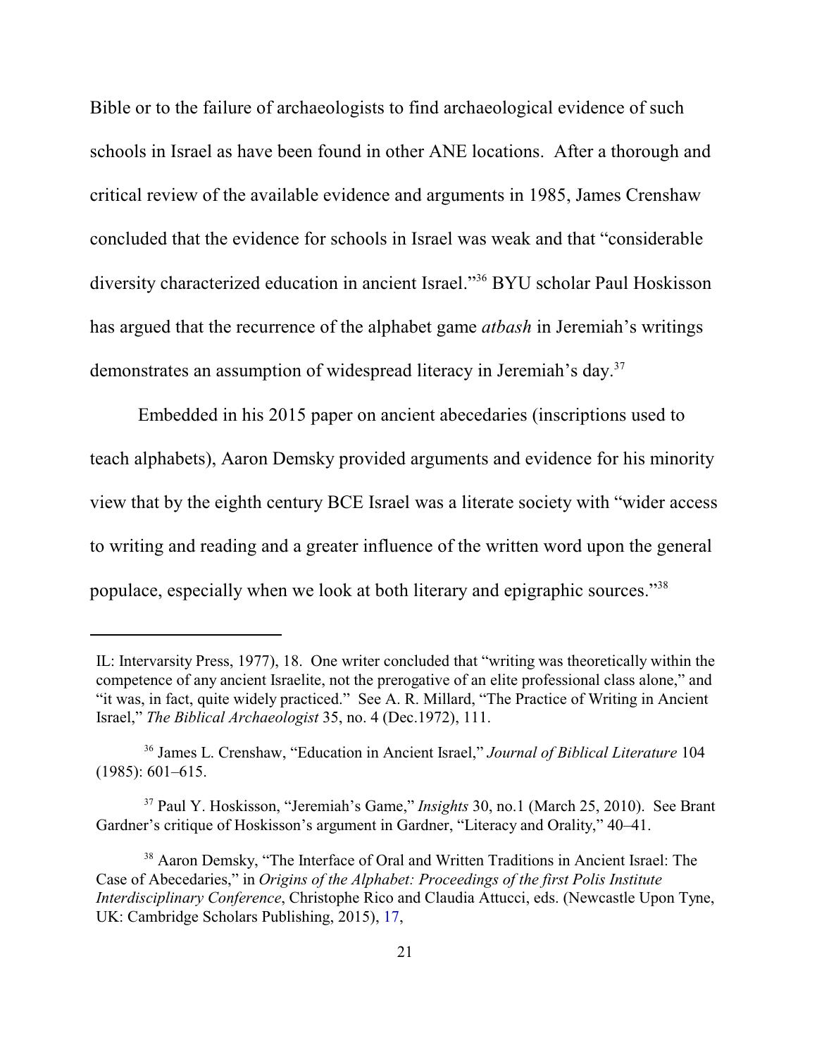Bible or to the failure of archaeologists to find archaeological evidence of such schools in Israel as have been found in other ANE locations. After a thorough and critical review of the available evidence and arguments in 1985, James Crenshaw concluded that the evidence for schools in Israel was weak and that "considerable diversity characterized education in ancient Israel."[36] BYU scholar Paul Hoskisson has argued that the recurrence of the alphabet game *atbash* in Jeremiah's writings demonstrates an assumption of widespread literacy in Jeremiah's day.[37]

Embedded in his 2015 paper on ancient abecedaries (inscriptions used to teach alphabets), Aaron Demsky provided arguments and evidence for his minority view that by the eighth century BCE Israel was a literate society with "wider access to writing and reading and a greater influence of the written word upon the general populace, especially when we look at both literary and epigraphic sources."[38]

---

IL: Intervarsity Press, 1977), 18. One writer concluded that "writing was theoretically within the competence of any ancient Israelite, not the prerogative of an elite professional class alone," and "it was, in fact, quite widely practiced." See A. R. Millard, "The Practice of Writing in Ancient Israel," *The Biblical Archaeologist* 35, no. 4 (Dec.1972), 111.

[36] James L. Crenshaw, "Education in Ancient Israel," *Journal of Biblical Literature* 104 (1985): 601–615.

[37] Paul Y. Hoskisson, "Jeremiah's Game," *Insights* 30, no.1 (March 25, 2010). See Brant Gardner's critique of Hoskisson's argument in Gardner, "Literacy and Orality," 40–41.

[38] Aaron Demsky, "The Interface of Oral and Written Traditions in Ancient Israel: The Case of Abecedaries," in *Origins of the Alphabet: Proceedings of the first Polis Institute Interdisciplinary Conference*, Christophe Rico and Claudia Attucci, eds. (Newcastle Upon Tyne, UK: Cambridge Scholars Publishing, 2015), 17,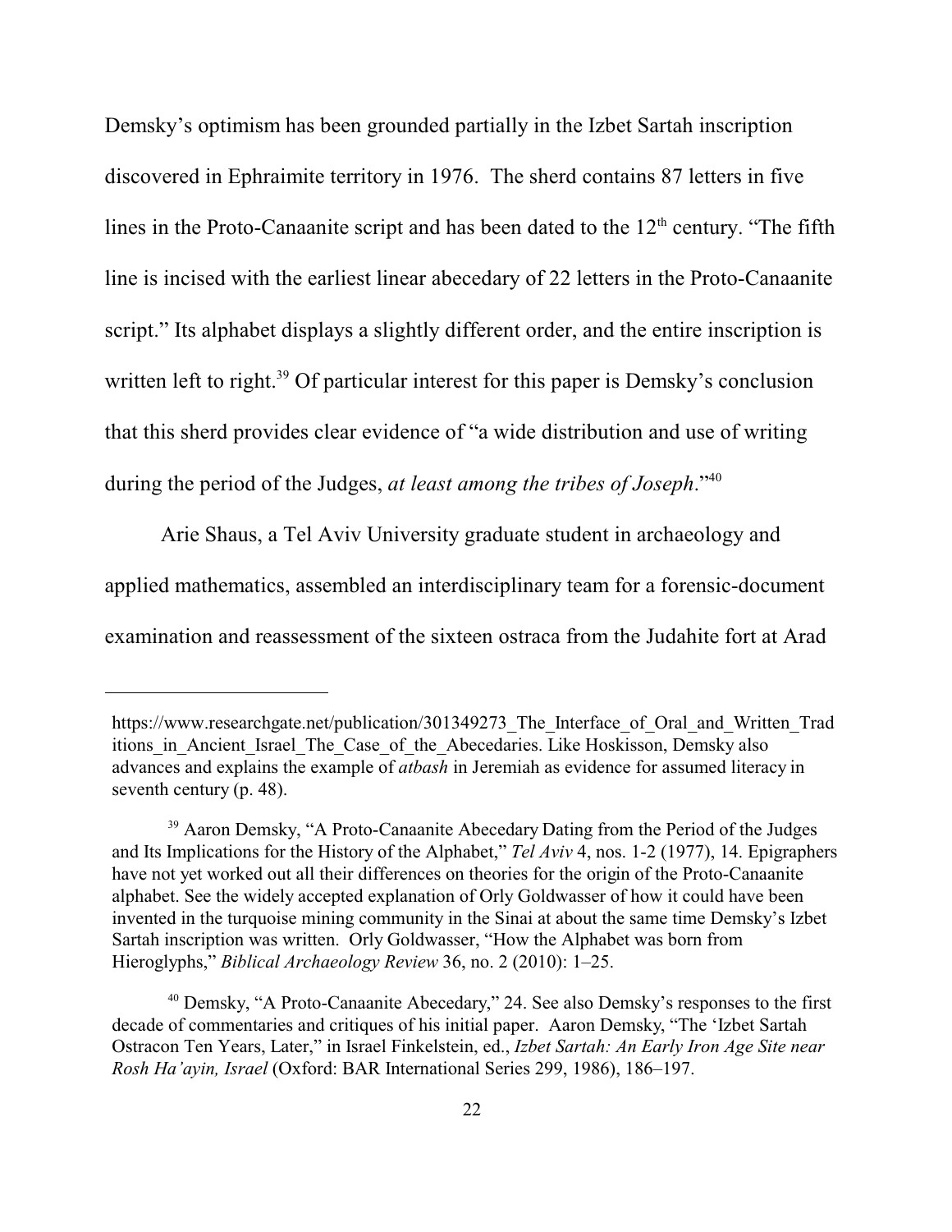Demsky's optimism has been grounded partially in the Izbet Sartah inscription discovered in Ephraimite territory in 1976. The sherd contains 87 letters in five lines in the Proto-Canaanite script and has been dated to the 12th century. "The fifth line is incised with the earliest linear abecedary of 22 letters in the Proto-Canaanite script." Its alphabet displays a slightly different order, and the entire inscription is written left to right.[39] Of particular interest for this paper is Demsky's conclusion that this sherd provides clear evidence of "a wide distribution and use of writing during the period of the Judges, *at least among the tribes of Joseph*."[40]

Arie Shaus, a Tel Aviv University graduate student in archaeology and applied mathematics, assembled an interdisciplinary team for a forensic-document examination and reassessment of the sixteen ostraca from the Judahite fort at Arad

---

https://www.researchgate.net/publication/301349273_The_Interface_of_Oral_and_Written_Traditions_in_Ancient_Israel_The_Case_of_the_Abecedaries. Like Hoskisson, Demsky also advances and explains the example of *atbash* in Jeremiah as evidence for assumed literacy in seventh century (p. 48).

[39] Aaron Demsky, "A Proto-Canaanite Abecedary Dating from the Period of the Judges and Its Implications for the History of the Alphabet," *Tel Aviv* 4, nos. 1-2 (1977), 14. Epigraphers have not yet worked out all their differences on theories for the origin of the Proto-Canaanite alphabet. See the widely accepted explanation of Orly Goldwasser of how it could have been invented in the turquoise mining community in the Sinai at about the same time Demsky's Izbet Sartah inscription was written. Orly Goldwasser, "How the Alphabet was born from Hieroglyphs," *Biblical Archaeology Review* 36, no. 2 (2010): 1–25.

[40] Demsky, "A Proto-Canaanite Abecedary," 24. See also Demsky's responses to the first decade of commentaries and critiques of his initial paper. Aaron Demsky, "The 'Izbet Sartah Ostracon Ten Years, Later," in Israel Finkelstein, ed., *Izbet Sartah: An Early Iron Age Site near Rosh Ha'ayin, Israel* (Oxford: BAR International Series 299, 1986), 186–197.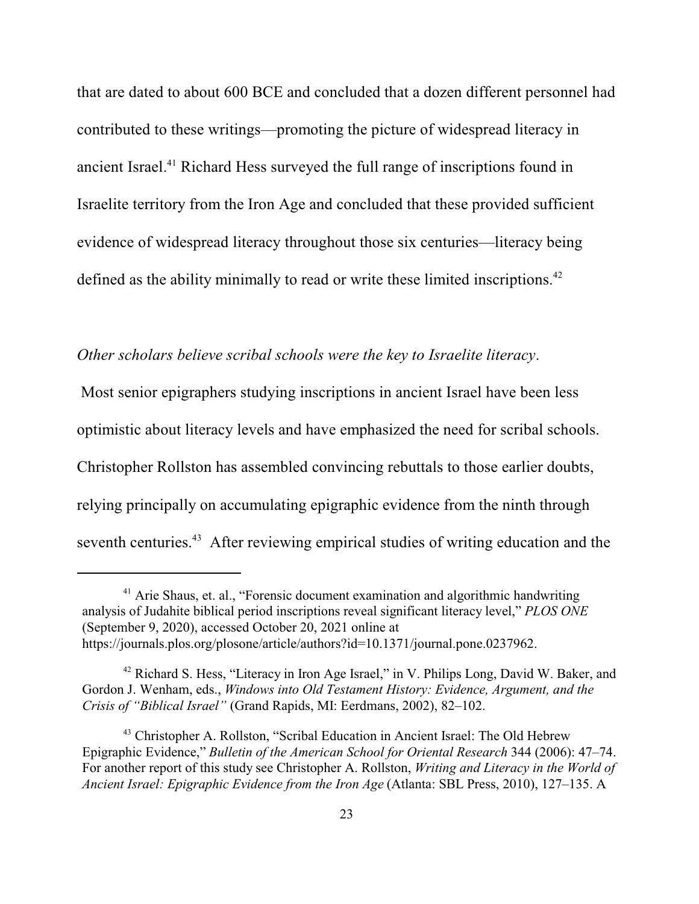that are dated to about 600 BCE and concluded that a dozen different personnel had contributed to these writings—promoting the picture of widespread literacy in ancient Israel.[41] Richard Hess surveyed the full range of inscriptions found in Israelite territory from the Iron Age and concluded that these provided sufficient evidence of widespread literacy throughout those six centuries—literacy being defined as the ability minimally to read or write these limited inscriptions.[42]

*Other scholars believe scribal schools were the key to Israelite literacy*.

Most senior epigraphers studying inscriptions in ancient Israel have been less optimistic about literacy levels and have emphasized the need for scribal schools. Christopher Rollston has assembled convincing rebuttals to those earlier doubts, relying principally on accumulating epigraphic evidence from the ninth through seventh centuries.[43] After reviewing empirical studies of writing education and the

---

[41] Arie Shaus, et. al., "Forensic document examination and algorithmic handwriting analysis of Judahite biblical period inscriptions reveal significant literacy level," *PLOS ONE* (September 9, 2020), accessed October 20, 2021 online at https://journals.plos.org/plosone/article/authors?id=10.1371/journal.pone.0237962.

[42] Richard S. Hess, "Literacy in Iron Age Israel," in V. Philips Long, David W. Baker, and Gordon J. Wenham, eds., *Windows into Old Testament History: Evidence, Argument, and the Crisis of "Biblical Israel"* (Grand Rapids, MI: Eerdmans, 2002), 82–102.

[43] Christopher A. Rollston, "Scribal Education in Ancient Israel: The Old Hebrew Epigraphic Evidence," *Bulletin of the American School for Oriental Research* 344 (2006): 47–74. For another report of this study see Christopher A. Rollston, *Writing and Literacy in the World of Ancient Israel: Epigraphic Evidence from the Iron Age* (Atlanta: SBL Press, 2010), 127–135. A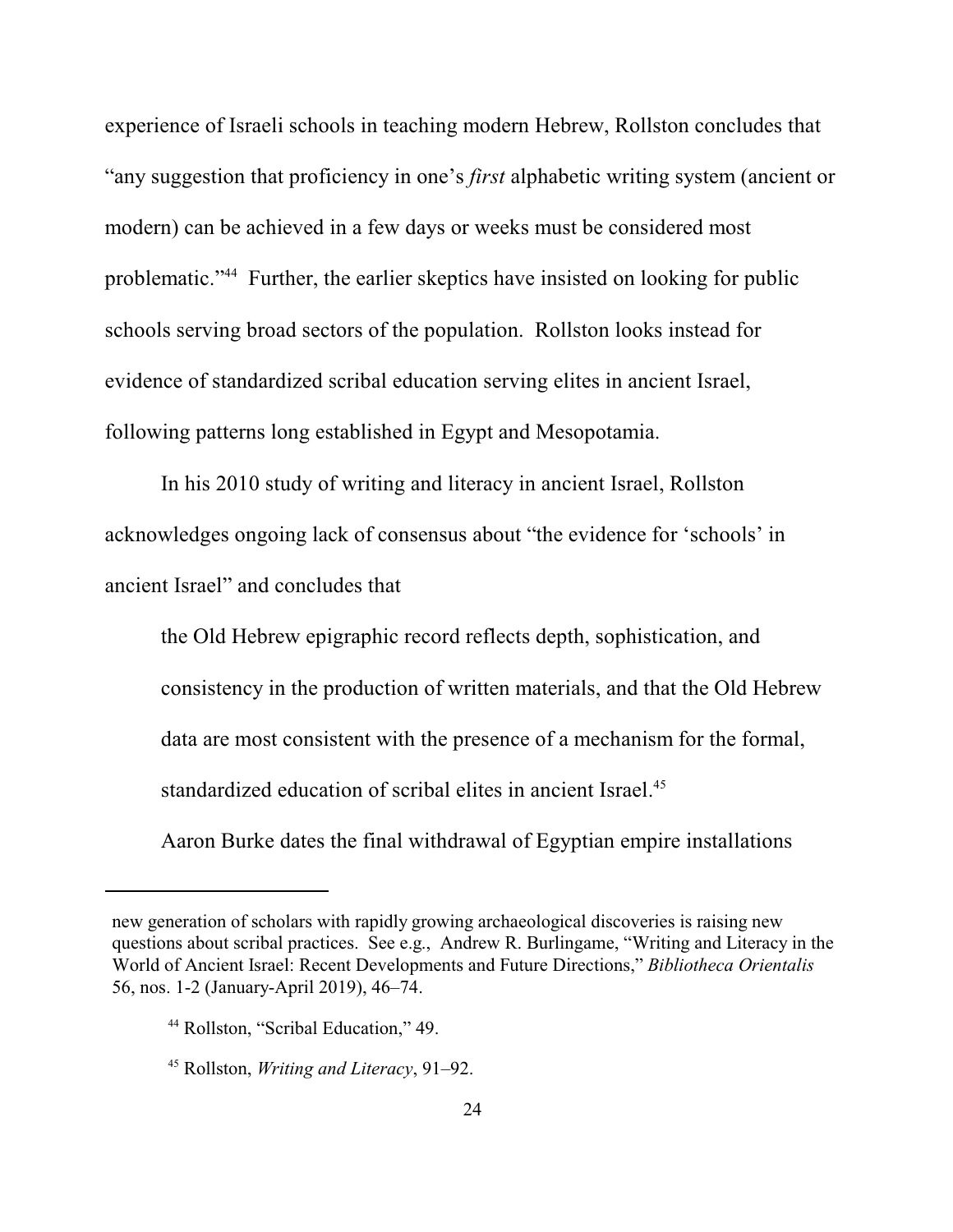experience of Israeli schools in teaching modern Hebrew, Rollston concludes that "any suggestion that proficiency in one's *first* alphabetic writing system (ancient or modern) can be achieved in a few days or weeks must be considered most problematic."[44] Further, the earlier skeptics have insisted on looking for public schools serving broad sectors of the population. Rollston looks instead for evidence of standardized scribal education serving elites in ancient Israel, following patterns long established in Egypt and Mesopotamia.

In his 2010 study of writing and literacy in ancient Israel, Rollston acknowledges ongoing lack of consensus about "the evidence for 'schools' in ancient Israel" and concludes that

> the Old Hebrew epigraphic record reflects depth, sophistication, and consistency in the production of written materials, and that the Old Hebrew data are most consistent with the presence of a mechanism for the formal, standardized education of scribal elites in ancient Israel.[45]

Aaron Burke dates the final withdrawal of Egyptian empire installations

---

new generation of scholars with rapidly growing archaeological discoveries is raising new questions about scribal practices. See e.g., Andrew R. Burlingame, "Writing and Literacy in the World of Ancient Israel: Recent Developments and Future Directions," *Bibliotheca Orientalis* 56, nos. 1-2 (January-April 2019), 46–74.

[44] Rollston, "Scribal Education," 49.

[45] Rollston, *Writing and Literacy*, 91–92.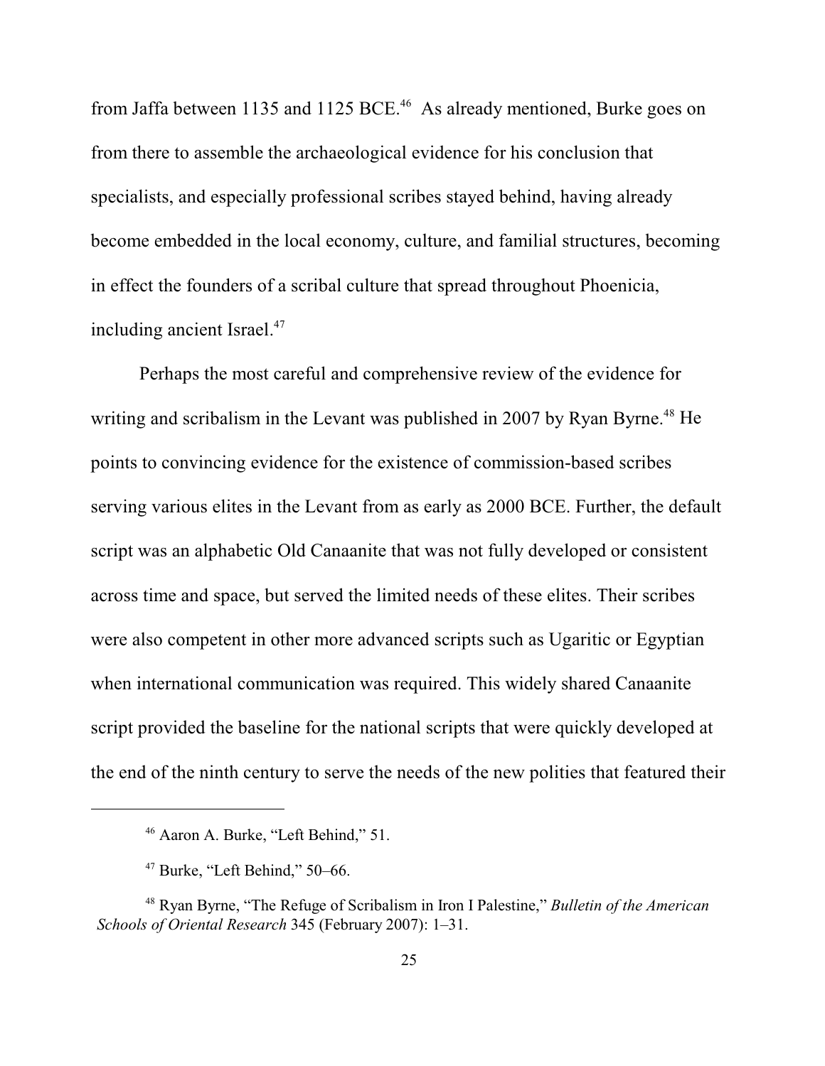from Jaffa between 1135 and 1125 BCE.[46] As already mentioned, Burke goes on from there to assemble the archaeological evidence for his conclusion that specialists, and especially professional scribes stayed behind, having already become embedded in the local economy, culture, and familial structures, becoming in effect the founders of a scribal culture that spread throughout Phoenicia, including ancient Israel.[47]

Perhaps the most careful and comprehensive review of the evidence for writing and scribalism in the Levant was published in 2007 by Ryan Byrne.[48] He points to convincing evidence for the existence of commission-based scribes serving various elites in the Levant from as early as 2000 BCE. Further, the default script was an alphabetic Old Canaanite that was not fully developed or consistent across time and space, but served the limited needs of these elites. Their scribes were also competent in other more advanced scripts such as Ugaritic or Egyptian when international communication was required. This widely shared Canaanite script provided the baseline for the national scripts that were quickly developed at the end of the ninth century to serve the needs of the new polities that featured their

---

[46] Aaron A. Burke, "Left Behind," 51.

[47] Burke, "Left Behind," 50–66.

[48] Ryan Byrne, "The Refuge of Scribalism in Iron I Palestine," *Bulletin of the American Schools of Oriental Research* 345 (February 2007): 1–31.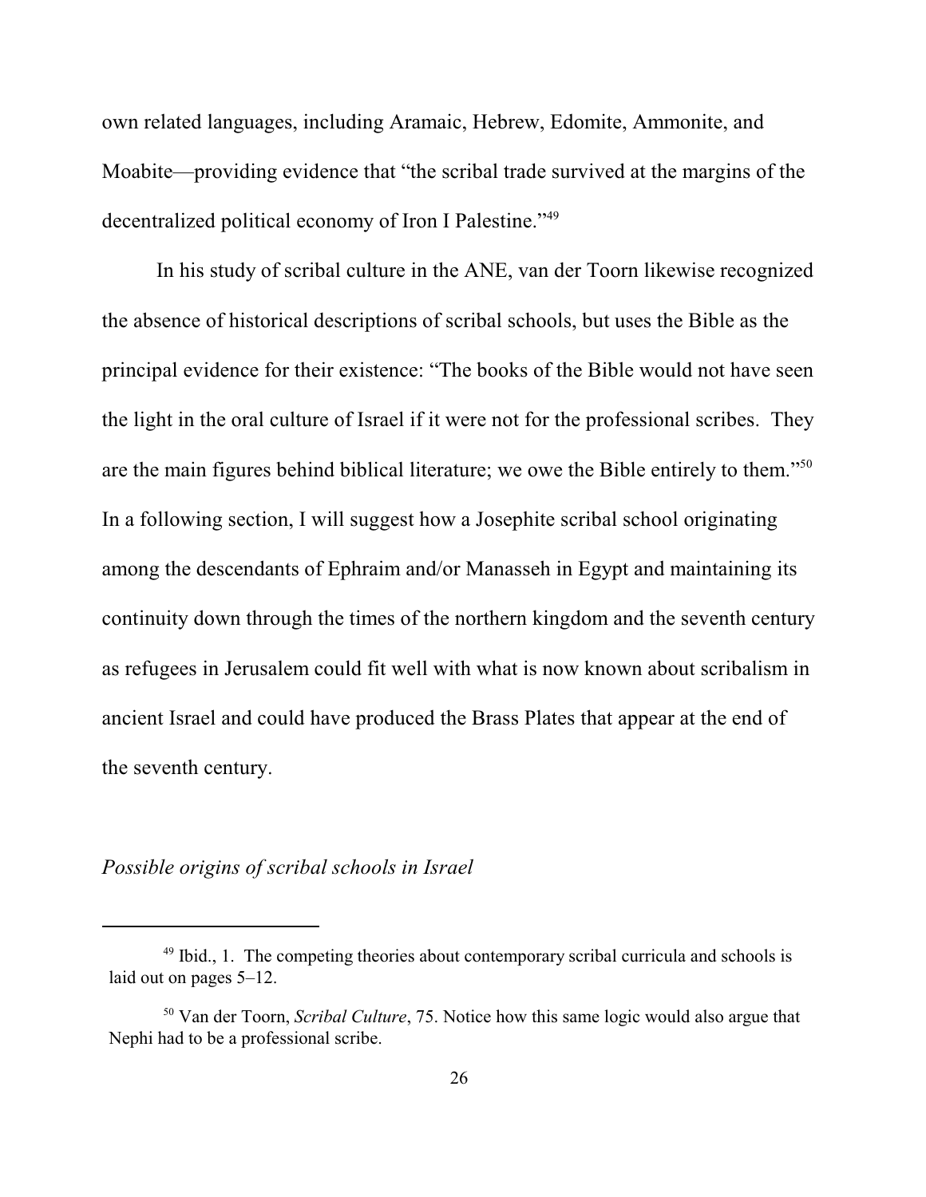own related languages, including Aramaic, Hebrew, Edomite, Ammonite, and Moabite—providing evidence that "the scribal trade survived at the margins of the decentralized political economy of Iron I Palestine."[49]

In his study of scribal culture in the ANE, van der Toorn likewise recognized the absence of historical descriptions of scribal schools, but uses the Bible as the principal evidence for their existence: "The books of the Bible would not have seen the light in the oral culture of Israel if it were not for the professional scribes. They are the main figures behind biblical literature; we owe the Bible entirely to them."[50] In a following section, I will suggest how a Josephite scribal school originating among the descendants of Ephraim and/or Manasseh in Egypt and maintaining its continuity down through the times of the northern kingdom and the seventh century as refugees in Jerusalem could fit well with what is now known about scribalism in ancient Israel and could have produced the Brass Plates that appear at the end of the seventh century.

### *Possible origins of scribal schools in Israel*

---

[49] Ibid., 1. The competing theories about contemporary scribal curricula and schools is laid out on pages 5–12.

[50] Van der Toorn, *Scribal Culture*, 75. Notice how this same logic would also argue that Nephi had to be a professional scribe.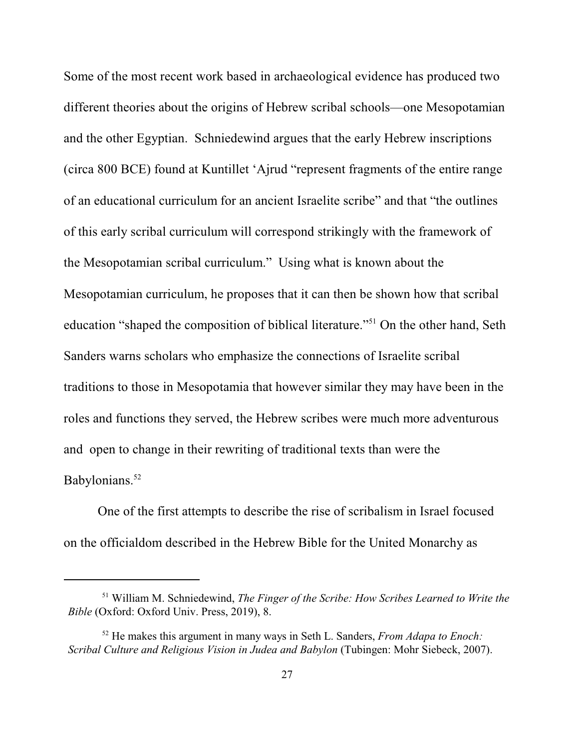Some of the most recent work based in archaeological evidence has produced two different theories about the origins of Hebrew scribal schools—one Mesopotamian and the other Egyptian. Schniedewind argues that the early Hebrew inscriptions (circa 800 BCE) found at Kuntillet 'Ajrud "represent fragments of the entire range of an educational curriculum for an ancient Israelite scribe" and that "the outlines of this early scribal curriculum will correspond strikingly with the framework of the Mesopotamian scribal curriculum." Using what is known about the Mesopotamian curriculum, he proposes that it can then be shown how that scribal education "shaped the composition of biblical literature."[51] On the other hand, Seth Sanders warns scholars who emphasize the connections of Israelite scribal traditions to those in Mesopotamia that however similar they may have been in the roles and functions they served, the Hebrew scribes were much more adventurous and open to change in their rewriting of traditional texts than were the Babylonians.[52]

One of the first attempts to describe the rise of scribalism in Israel focused on the officialdom described in the Hebrew Bible for the United Monarchy as

---

[51] William M. Schniedewind, *The Finger of the Scribe: How Scribes Learned to Write the Bible* (Oxford: Oxford Univ. Press, 2019), 8.

[52] He makes this argument in many ways in Seth L. Sanders, *From Adapa to Enoch: Scribal Culture and Religious Vision in Judea and Babylon* (Tubingen: Mohr Siebeck, 2007).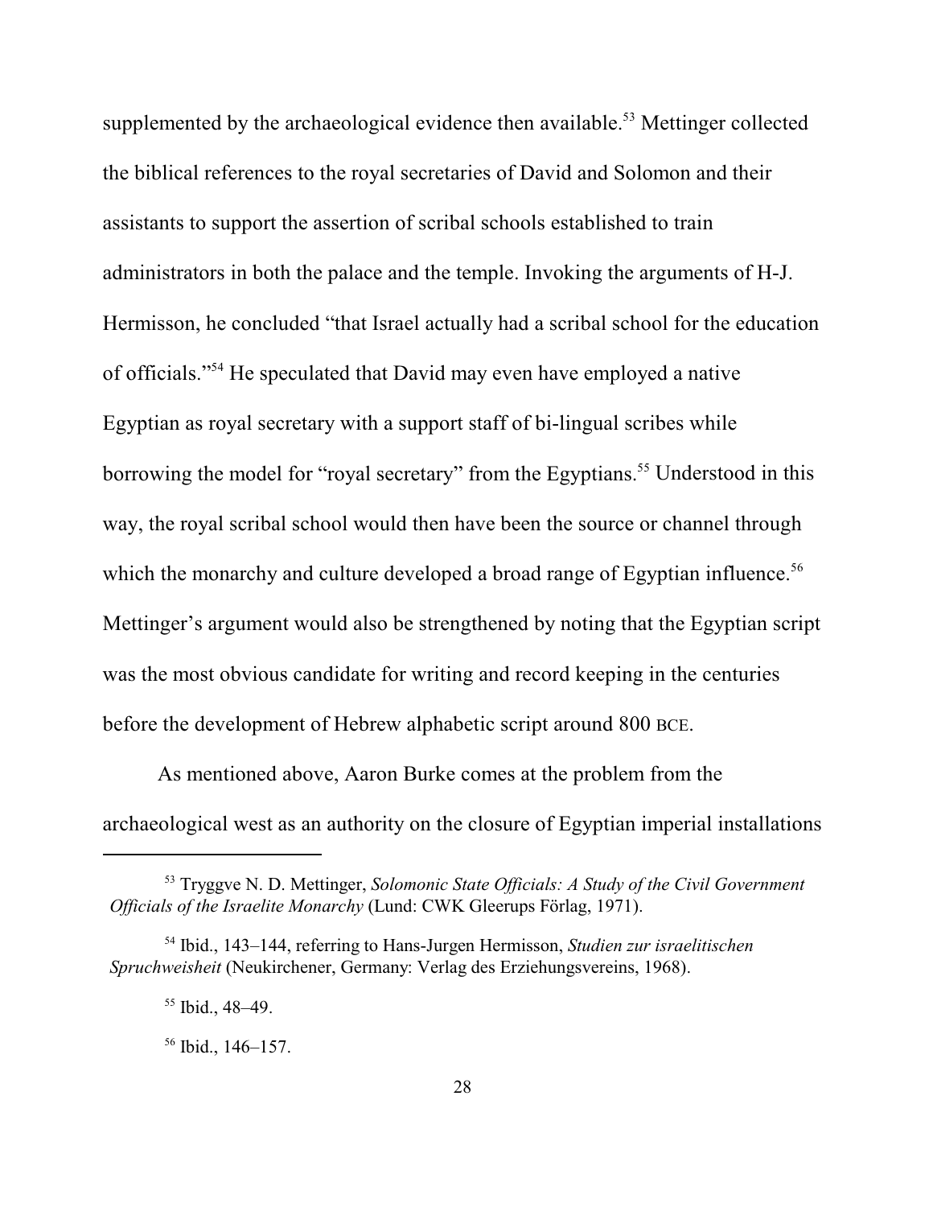supplemented by the archaeological evidence then available.[53] Mettinger collected the biblical references to the royal secretaries of David and Solomon and their assistants to support the assertion of scribal schools established to train administrators in both the palace and the temple. Invoking the arguments of H-J. Hermisson, he concluded "that Israel actually had a scribal school for the education of officials."[54] He speculated that David may even have employed a native Egyptian as royal secretary with a support staff of bi-lingual scribes while borrowing the model for "royal secretary" from the Egyptians.[55] Understood in this way, the royal scribal school would then have been the source or channel through which the monarchy and culture developed a broad range of Egyptian influence.[56] Mettinger's argument would also be strengthened by noting that the Egyptian script was the most obvious candidate for writing and record keeping in the centuries before the development of Hebrew alphabetic script around 800 BCE.

As mentioned above, Aaron Burke comes at the problem from the archaeological west as an authority on the closure of Egyptian imperial installations

---

[53] Tryggve N. D. Mettinger, *Solomonic State Officials: A Study of the Civil Government Officials of the Israelite Monarchy* (Lund: CWK Gleerups Förlag, 1971).

[54] Ibid., 143–144, referring to Hans-Jurgen Hermisson, *Studien zur israelitischen Spruchweisheit* (Neukirchener, Germany: Verlag des Erziehungsvereins, 1968).

[55] Ibid., 48–49.

[56] Ibid., 146–157.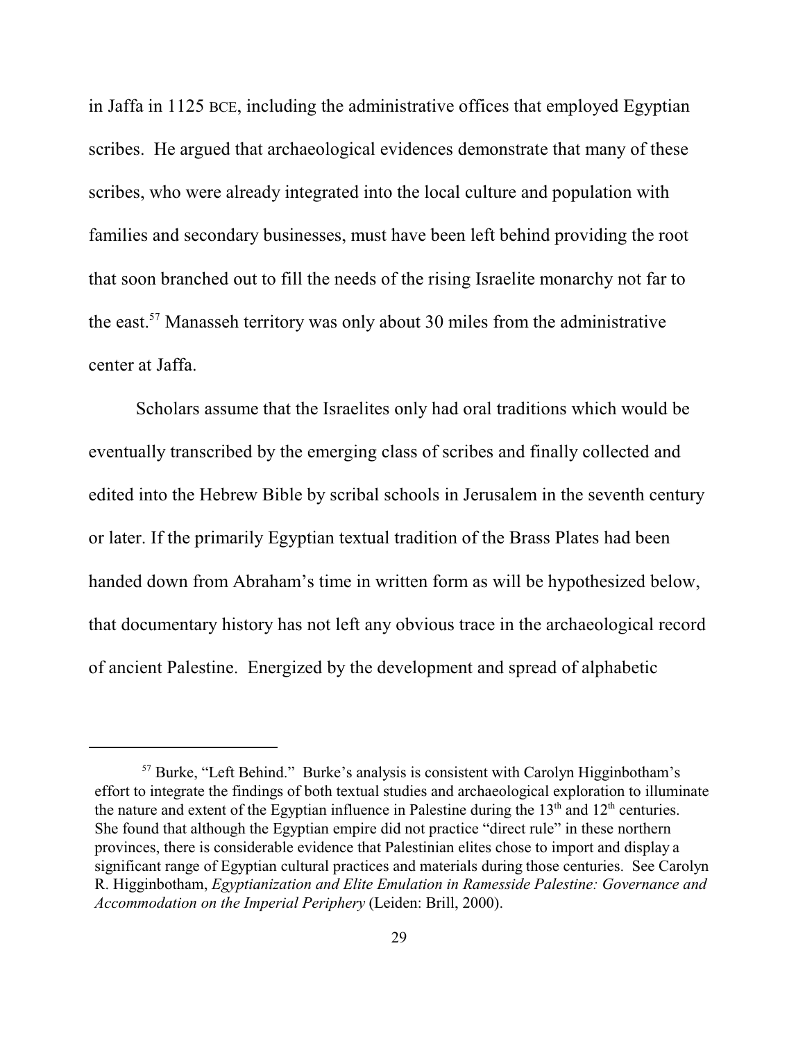in Jaffa in 1125 BCE, including the administrative offices that employed Egyptian scribes. He argued that archaeological evidences demonstrate that many of these scribes, who were already integrated into the local culture and population with families and secondary businesses, must have been left behind providing the root that soon branched out to fill the needs of the rising Israelite monarchy not far to the east.[57] Manasseh territory was only about 30 miles from the administrative center at Jaffa.

Scholars assume that the Israelites only had oral traditions which would be eventually transcribed by the emerging class of scribes and finally collected and edited into the Hebrew Bible by scribal schools in Jerusalem in the seventh century or later. If the primarily Egyptian textual tradition of the Brass Plates had been handed down from Abraham's time in written form as will be hypothesized below, that documentary history has not left any obvious trace in the archaeological record of ancient Palestine. Energized by the development and spread of alphabetic

---

[57] Burke, "Left Behind." Burke's analysis is consistent with Carolyn Higginbotham's effort to integrate the findings of both textual studies and archaeological exploration to illuminate the nature and extent of the Egyptian influence in Palestine during the 13th and 12th centuries. She found that although the Egyptian empire did not practice "direct rule" in these northern provinces, there is considerable evidence that Palestinian elites chose to import and display a significant range of Egyptian cultural practices and materials during those centuries. See Carolyn R. Higginbotham, *Egyptianization and Elite Emulation in Ramesside Palestine: Governance and Accommodation on the Imperial Periphery* (Leiden: Brill, 2000).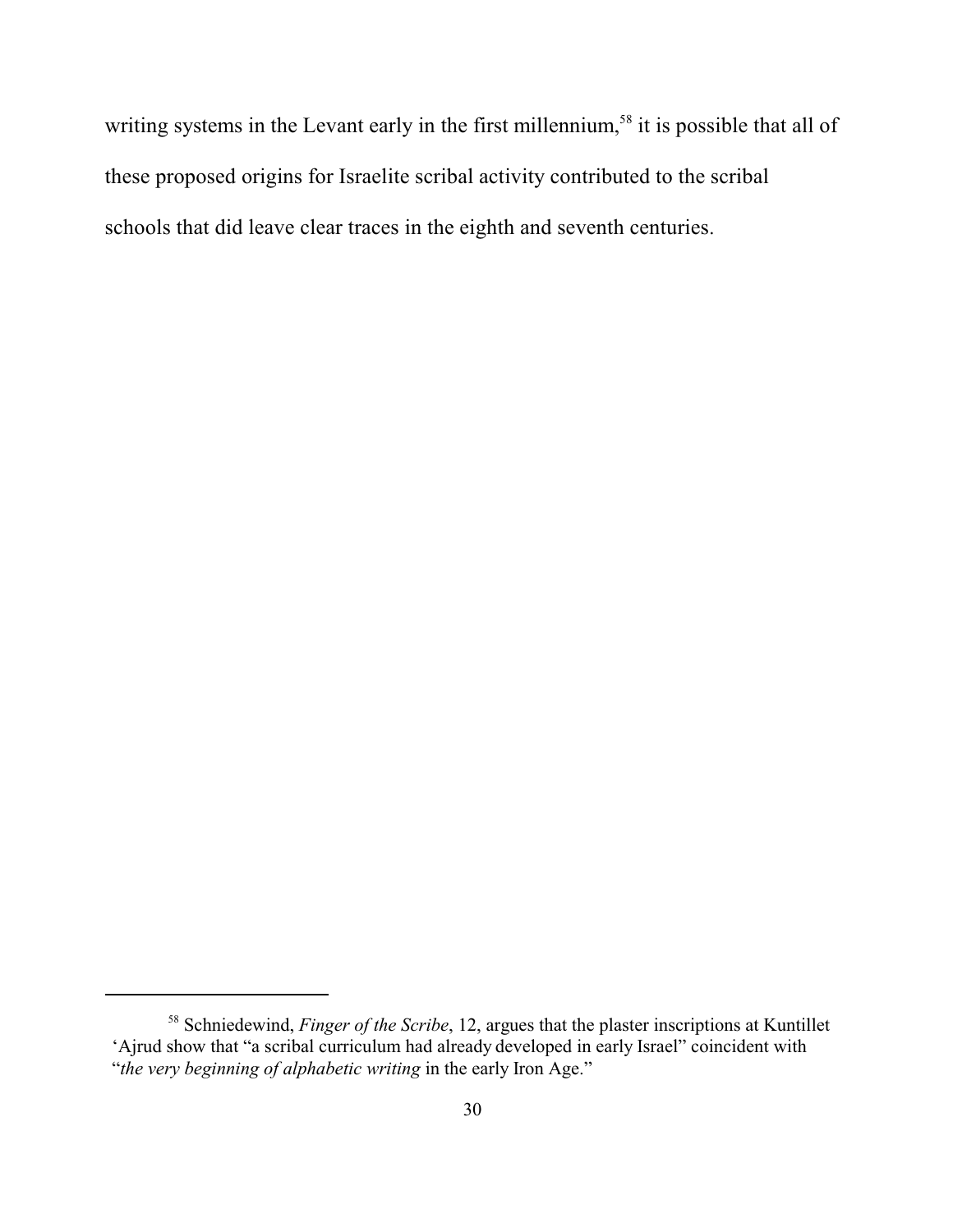writing systems in the Levant early in the first millennium,[58] it is possible that all of these proposed origins for Israelite scribal activity contributed to the scribal schools that did leave clear traces in the eighth and seventh centuries.

---

[58] Schniedewind, *Finger of the Scribe*, 12, argues that the plaster inscriptions at Kuntillet ʻAjrud show that "a scribal curriculum had already developed in early Israel" coincident with "*the very beginning of alphabetic writing* in the early Iron Age."